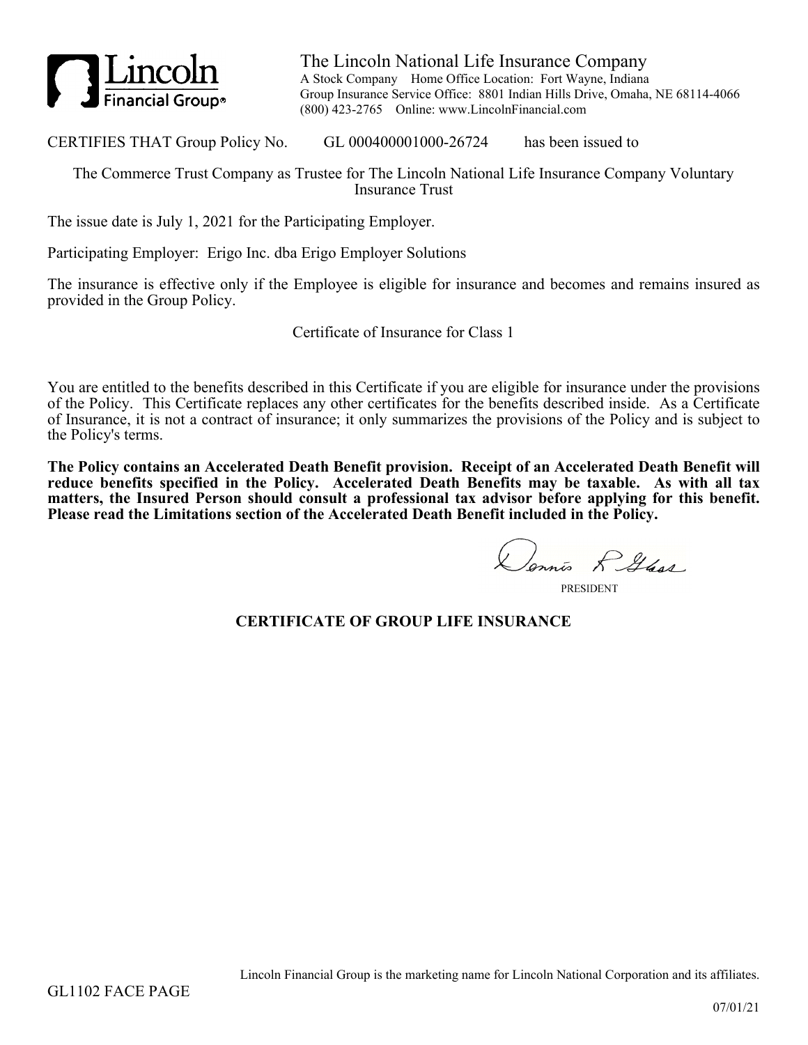Lincoln Financial Group®

# The Lincoln National Life Insurance Company

A Stock Company Home Office Location: Fort Wayne, Indiana
Group Insurance Service Office: 8801 Indian Hills Drive, Omaha, NE 68114-4066
(800) 423-2765 Online: www.LincolnFinancial.com

CERTIFIES THAT Group Policy No. GL 000400001000-26724 has been issued to

The Commerce Trust Company as Trustee for The Lincoln National Life Insurance Company Voluntary Insurance Trust

The issue date is July 1, 2021 for the Participating Employer.

Participating Employer: Erigo Inc. dba Erigo Employer Solutions

The insurance is effective only if the Employee is eligible for insurance and becomes and remains insured as provided in the Group Policy.

Certificate of Insurance for Class 1

You are entitled to the benefits described in this Certificate if you are eligible for insurance under the provisions of the Policy. This Certificate replaces any other certificates for the benefits described inside. As a Certificate of Insurance, it is not a contract of insurance; it only summarizes the provisions of the Policy and is subject to the Policy's terms.

**The Policy contains an Accelerated Death Benefit provision. Receipt of an Accelerated Death Benefit will reduce benefits specified in the Policy. Accelerated Death Benefits may be taxable. As with all tax matters, the Insured Person should consult a professional tax advisor before applying for this benefit. Please read the Limitations section of the Accelerated Death Benefit included in the Policy.**

Dennis R Glass
PRESIDENT

## CERTIFICATE OF GROUP LIFE INSURANCE

Lincoln Financial Group is the marketing name for Lincoln National Corporation and its affiliates.

GL1102 FACE PAGE

07/01/21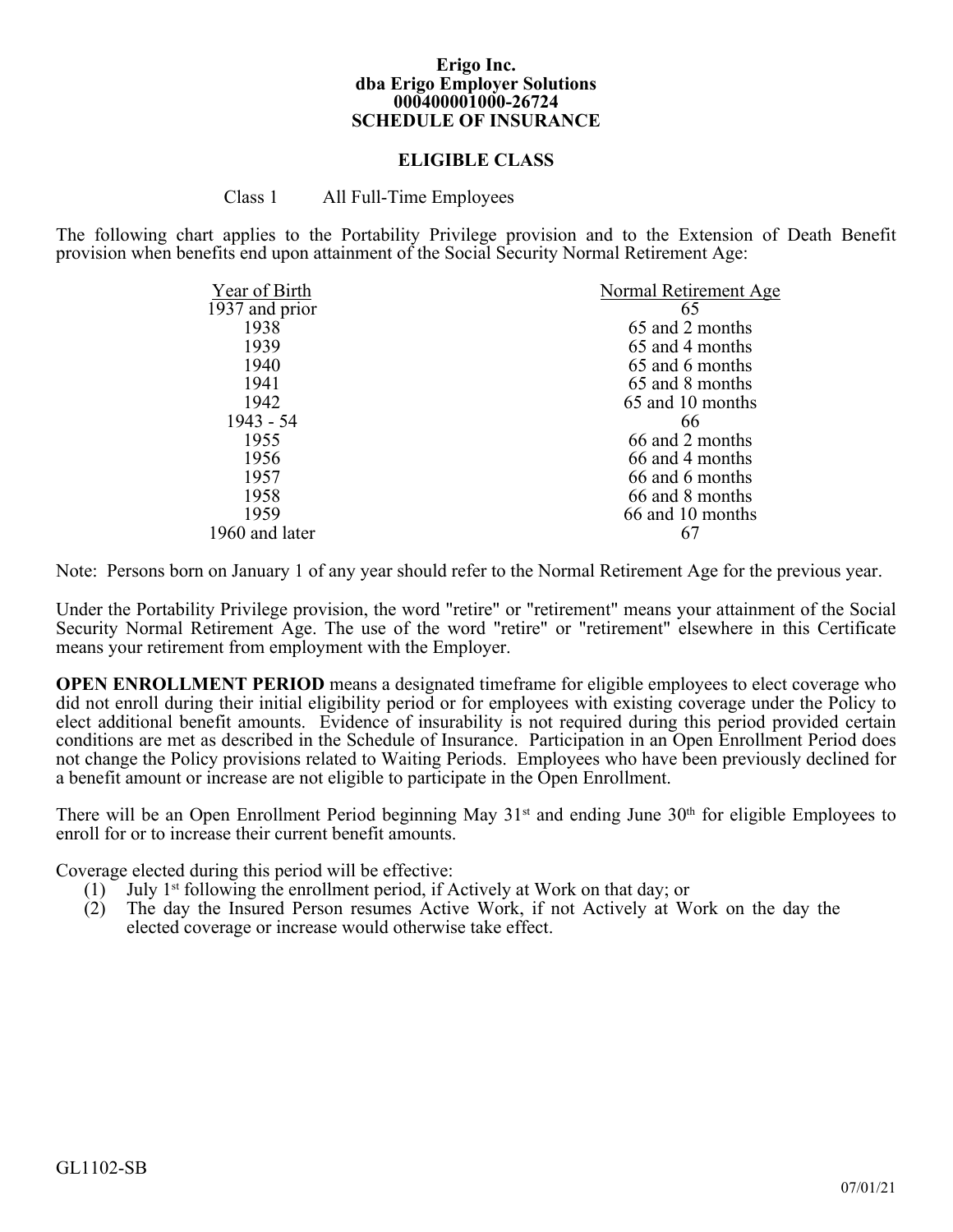**Erigo Inc.**
**dba Erigo Employer Solutions**
**000400001000-26724**
**SCHEDULE OF INSURANCE**

## ELIGIBLE CLASS

Class 1 All Full-Time Employees

The following chart applies to the Portability Privilege provision and to the Extension of Death Benefit provision when benefits end upon attainment of the Social Security Normal Retirement Age:

| Year of Birth | Normal Retirement Age |
|---|---|
| 1937 and prior | 65 |
| 1938 | 65 and 2 months |
| 1939 | 65 and 4 months |
| 1940 | 65 and 6 months |
| 1941 | 65 and 8 months |
| 1942 | 65 and 10 months |
| 1943 - 54 | 66 |
| 1955 | 66 and 2 months |
| 1956 | 66 and 4 months |
| 1957 | 66 and 6 months |
| 1958 | 66 and 8 months |
| 1959 | 66 and 10 months |
| 1960 and later | 67 |

Note: Persons born on January 1 of any year should refer to the Normal Retirement Age for the previous year.

Under the Portability Privilege provision, the word "retire" or "retirement" means your attainment of the Social Security Normal Retirement Age. The use of the word "retire" or "retirement" elsewhere in this Certificate means your retirement from employment with the Employer.

**OPEN ENROLLMENT PERIOD** means a designated timeframe for eligible employees to elect coverage who did not enroll during their initial eligibility period or for employees with existing coverage under the Policy to elect additional benefit amounts. Evidence of insurability is not required during this period provided certain conditions are met as described in the Schedule of Insurance. Participation in an Open Enrollment Period does not change the Policy provisions related to Waiting Periods. Employees who have been previously declined for a benefit amount or increase are not eligible to participate in the Open Enrollment.

There will be an Open Enrollment Period beginning May 31st and ending June 30th for eligible Employees to enroll for or to increase their current benefit amounts.

Coverage elected during this period will be effective:

(1) July 1st following the enrollment period, if Actively at Work on that day; or
(2) The day the Insured Person resumes Active Work, if not Actively at Work on the day the elected coverage or increase would otherwise take effect.

GL1102-SB

07/01/21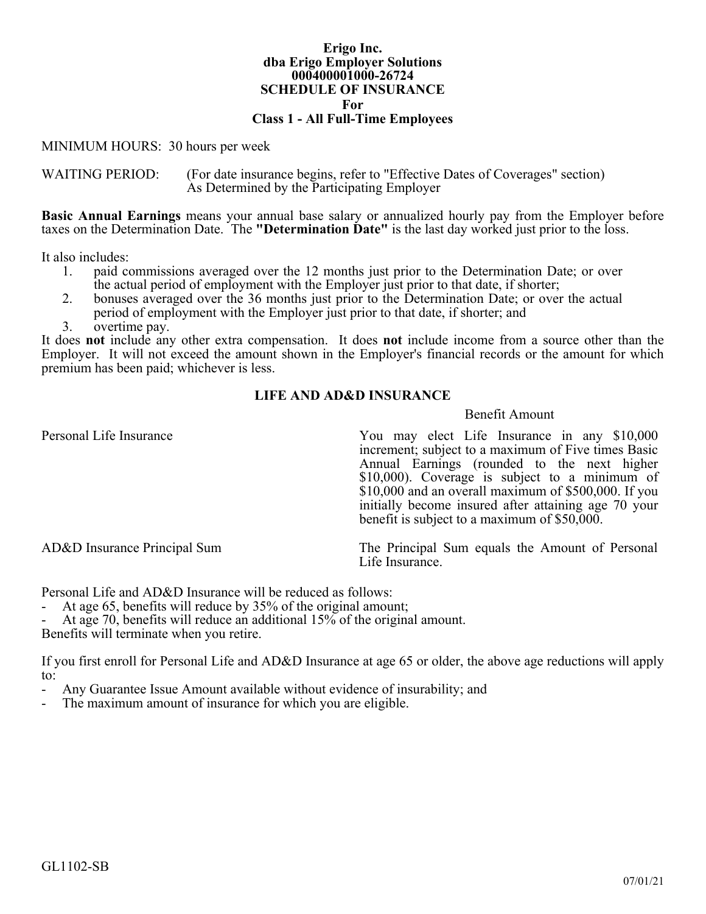**Erigo Inc.**
**dba Erigo Employer Solutions**
**000400001000-26724**
**SCHEDULE OF INSURANCE**
**For**
**Class 1 - All Full-Time Employees**

MINIMUM HOURS: 30 hours per week

WAITING PERIOD: (For date insurance begins, refer to "Effective Dates of Coverages" section) As Determined by the Participating Employer

**Basic Annual Earnings** means your annual base salary or annualized hourly pay from the Employer before taxes on the Determination Date. The **"Determination Date"** is the last day worked just prior to the loss.

It also includes:

1. paid commissions averaged over the 12 months just prior to the Determination Date; or over the actual period of employment with the Employer just prior to that date, if shorter;
2. bonuses averaged over the 36 months just prior to the Determination Date; or over the actual period of employment with the Employer just prior to that date, if shorter; and
3. overtime pay.

It does **not** include any other extra compensation. It does **not** include income from a source other than the Employer. It will not exceed the amount shown in the Employer's financial records or the amount for which premium has been paid; whichever is less.

## LIFE AND AD&D INSURANCE

| | Benefit Amount |
|---|---|
| Personal Life Insurance | You may elect Life Insurance in any $10,000 increment; subject to a maximum of Five times Basic Annual Earnings (rounded to the next higher $10,000). Coverage is subject to a minimum of $10,000 and an overall maximum of $500,000. If you initially become insured after attaining age 70 your benefit is subject to a maximum of $50,000. |
| AD&D Insurance Principal Sum | The Principal Sum equals the Amount of Personal Life Insurance. |

Personal Life and AD&D Insurance will be reduced as follows:

- At age 65, benefits will reduce by 35% of the original amount;
- At age 70, benefits will reduce an additional 15% of the original amount.

Benefits will terminate when you retire.

If you first enroll for Personal Life and AD&D Insurance at age 65 or older, the above age reductions will apply to:

- Any Guarantee Issue Amount available without evidence of insurability; and
- The maximum amount of insurance for which you are eligible.

GL1102-SB

07/01/21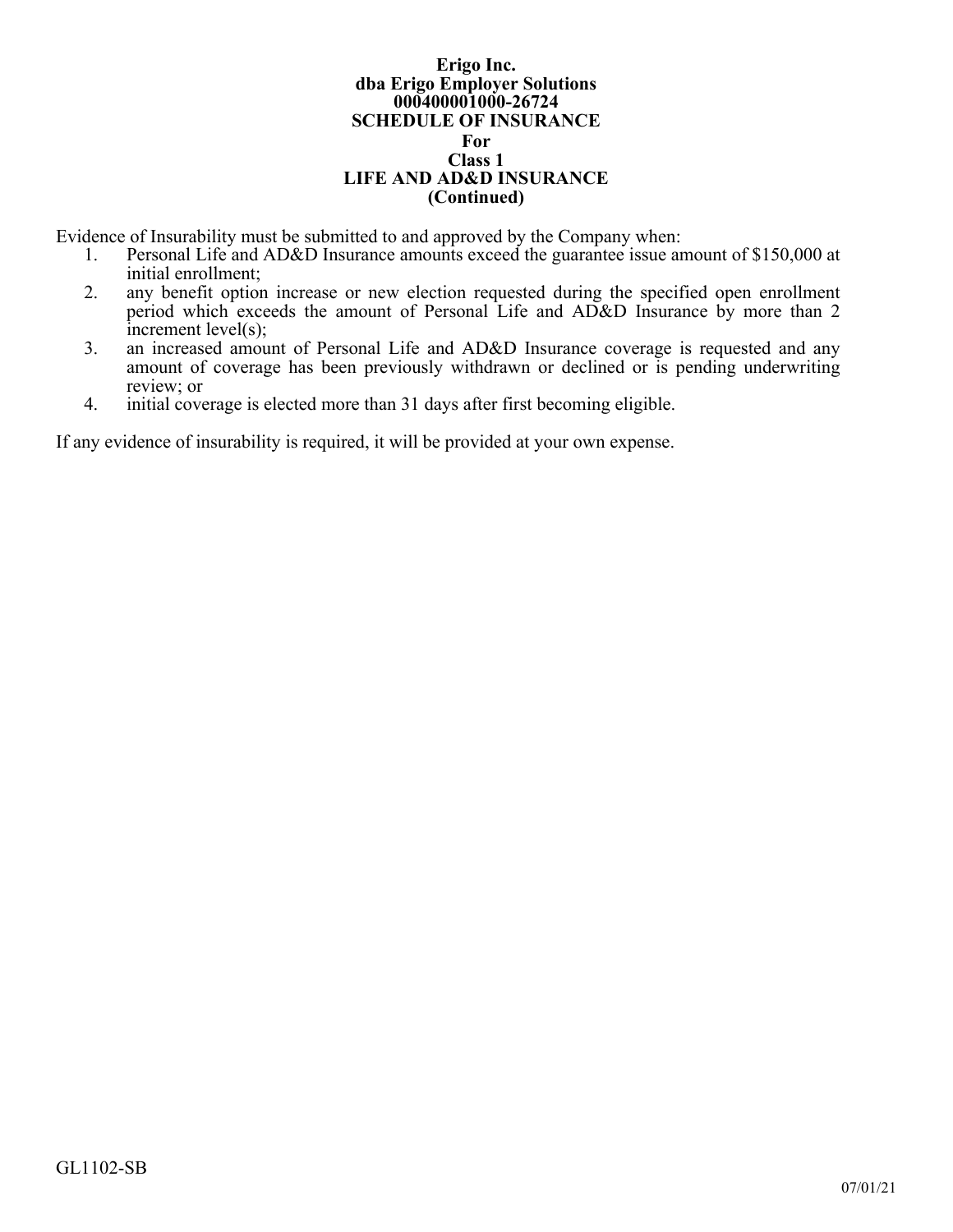**Erigo Inc.**
**dba Erigo Employer Solutions**
**000400001000-26724**
**SCHEDULE OF INSURANCE**
**For**
**Class 1**
**LIFE AND AD&D INSURANCE**
**(Continued)**

Evidence of Insurability must be submitted to and approved by the Company when:

1. Personal Life and AD&D Insurance amounts exceed the guarantee issue amount of $150,000 at initial enrollment;
2. any benefit option increase or new election requested during the specified open enrollment period which exceeds the amount of Personal Life and AD&D Insurance by more than 2 increment level(s);
3. an increased amount of Personal Life and AD&D Insurance coverage is requested and any amount of coverage has been previously withdrawn or declined or is pending underwriting review; or
4. initial coverage is elected more than 31 days after first becoming eligible.

If any evidence of insurability is required, it will be provided at your own expense.

GL1102-SB

07/01/21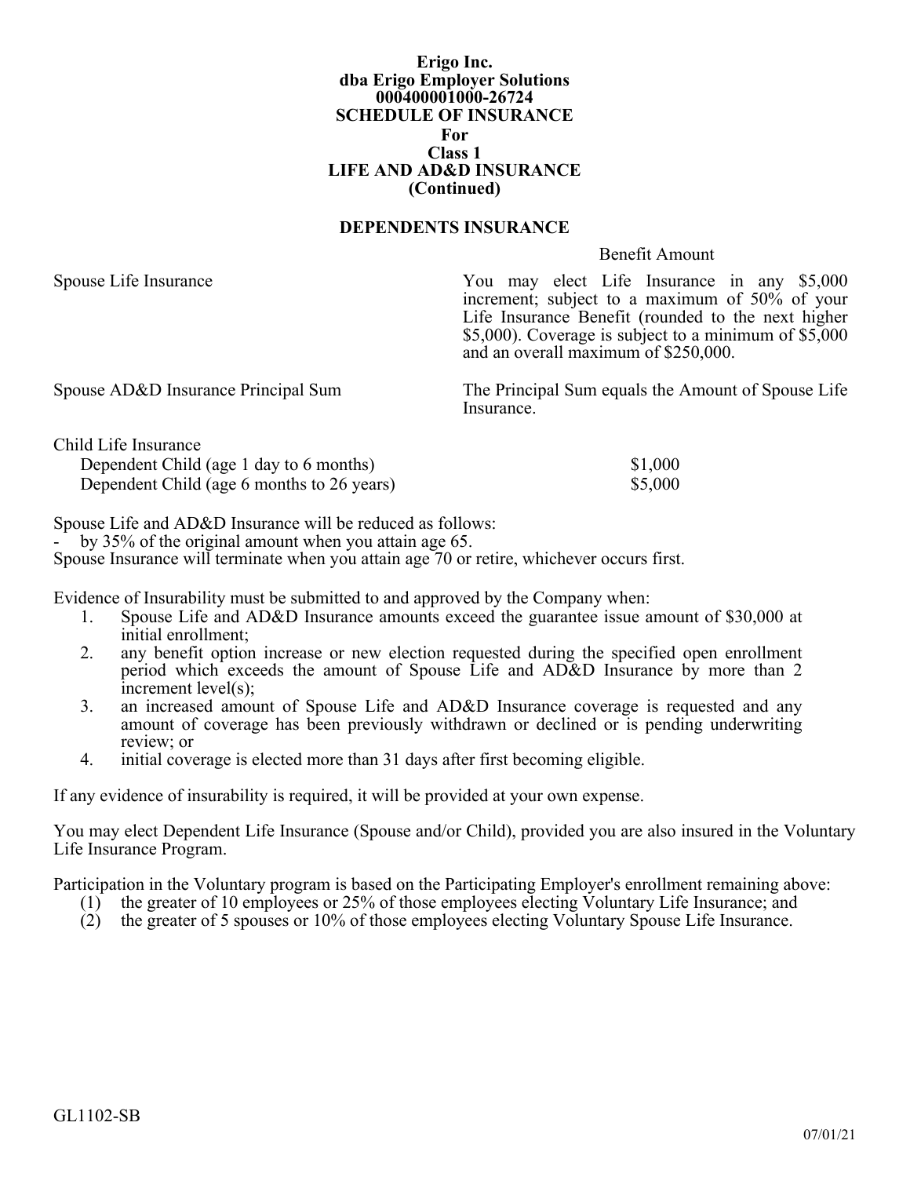**Erigo Inc.**
**dba Erigo Employer Solutions**
**000400001000-26724**
**SCHEDULE OF INSURANCE**
**For**
**Class 1**
**LIFE AND AD&D INSURANCE**
**(Continued)**

## DEPENDENTS INSURANCE

| | Benefit Amount |
|---|---|
| Spouse Life Insurance | You may elect Life Insurance in any $5,000 increment; subject to a maximum of 50% of your Life Insurance Benefit (rounded to the next higher $5,000). Coverage is subject to a minimum of $5,000 and an overall maximum of $250,000. |
| Spouse AD&D Insurance Principal Sum | The Principal Sum equals the Amount of Spouse Life Insurance. |
| Child Life Insurance | |
| Dependent Child (age 1 day to 6 months) | $1,000 |
| Dependent Child (age 6 months to 26 years) | $5,000 |

Spouse Life and AD&D Insurance will be reduced as follows:

- by 35% of the original amount when you attain age 65.

Spouse Insurance will terminate when you attain age 70 or retire, whichever occurs first.

Evidence of Insurability must be submitted to and approved by the Company when:

1. Spouse Life and AD&D Insurance amounts exceed the guarantee issue amount of $30,000 at initial enrollment;
2. any benefit option increase or new election requested during the specified open enrollment period which exceeds the amount of Spouse Life and AD&D Insurance by more than 2 increment level(s);
3. an increased amount of Spouse Life and AD&D Insurance coverage is requested and any amount of coverage has been previously withdrawn or declined or is pending underwriting review; or
4. initial coverage is elected more than 31 days after first becoming eligible.

If any evidence of insurability is required, it will be provided at your own expense.

You may elect Dependent Life Insurance (Spouse and/or Child), provided you are also insured in the Voluntary Life Insurance Program.

Participation in the Voluntary program is based on the Participating Employer's enrollment remaining above:

(1) the greater of 10 employees or 25% of those employees electing Voluntary Life Insurance; and
(2) the greater of 5 spouses or 10% of those employees electing Voluntary Spouse Life Insurance.

GL1102-SB

07/01/21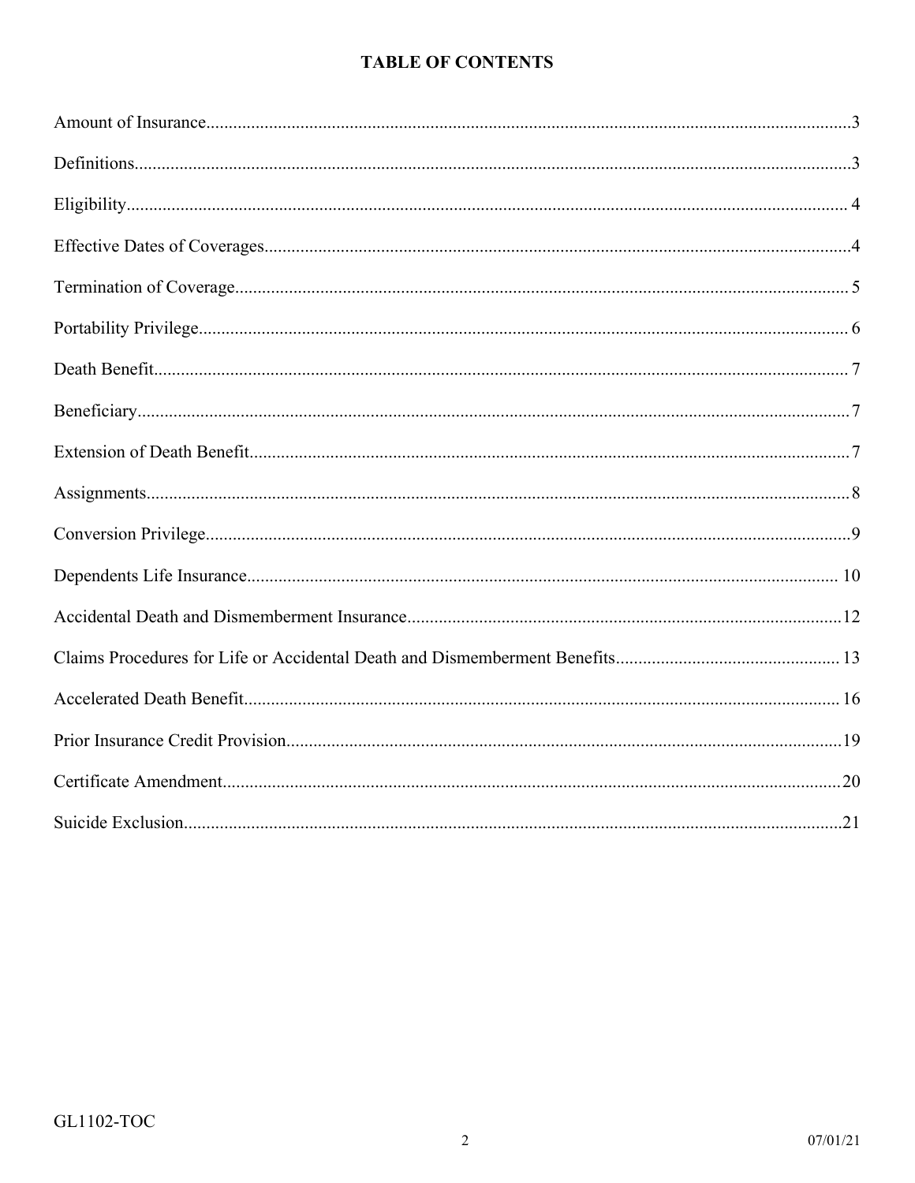# TABLE OF CONTENTS

| Section | Page |
|---|---|
| Amount of Insurance | 3 |
| Definitions | 3 |
| Eligibility | 4 |
| Effective Dates of Coverages | 4 |
| Termination of Coverage | 5 |
| Portability Privilege | 6 |
| Death Benefit | 7 |
| Beneficiary | 7 |
| Extension of Death Benefit | 7 |
| Assignments | 8 |
| Conversion Privilege | 9 |
| Dependents Life Insurance | 10 |
| Accidental Death and Dismemberment Insurance | 12 |
| Claims Procedures for Life or Accidental Death and Dismemberment Benefits | 13 |
| Accelerated Death Benefit | 16 |
| Prior Insurance Credit Provision | 19 |
| Certificate Amendment | 20 |
| Suicide Exclusion | 21 |

GL1102-TOC

07/01/21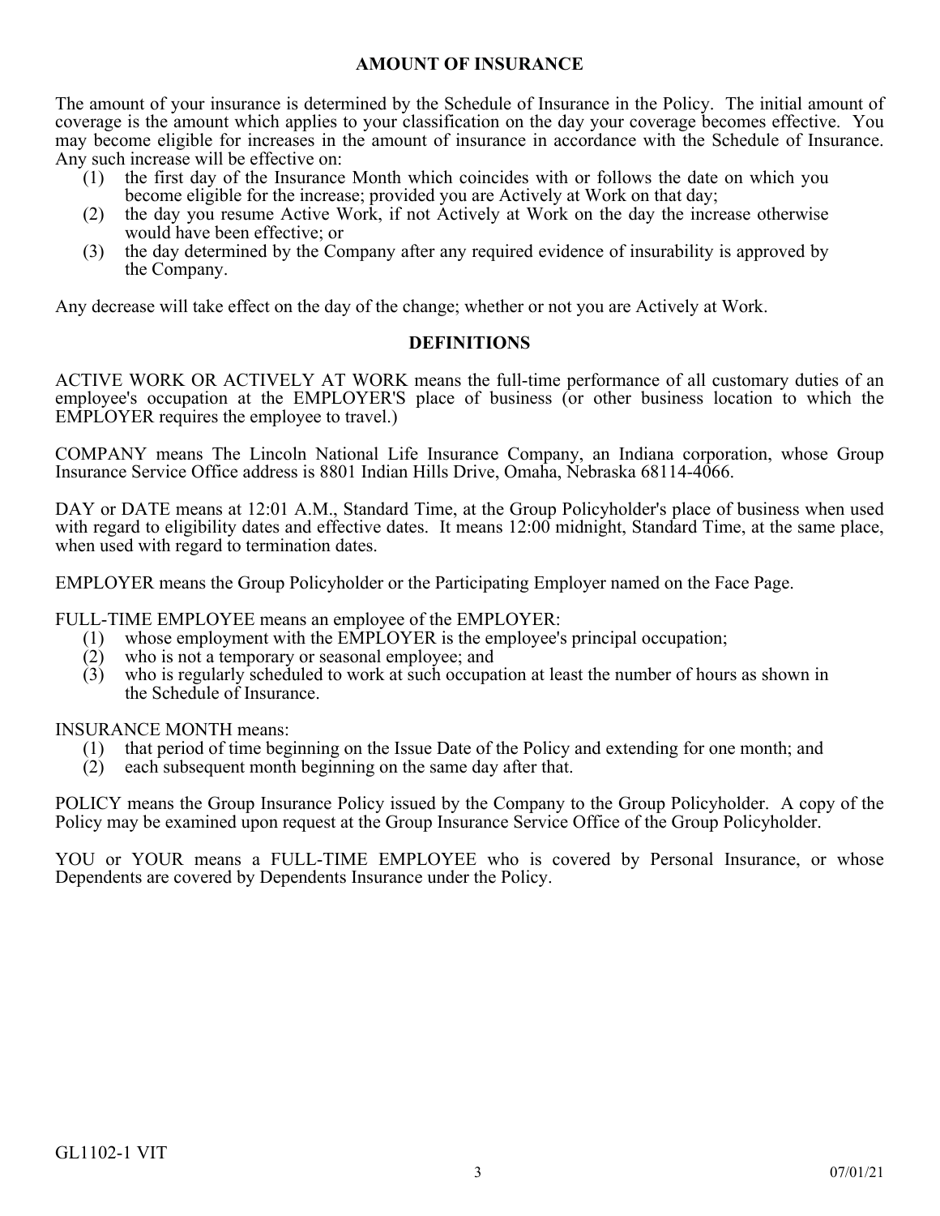## AMOUNT OF INSURANCE

The amount of your insurance is determined by the Schedule of Insurance in the Policy. The initial amount of coverage is the amount which applies to your classification on the day your coverage becomes effective. You may become eligible for increases in the amount of insurance in accordance with the Schedule of Insurance. Any such increase will be effective on:

(1) the first day of the Insurance Month which coincides with or follows the date on which you become eligible for the increase; provided you are Actively at Work on that day;
(2) the day you resume Active Work, if not Actively at Work on the day the increase otherwise would have been effective; or
(3) the day determined by the Company after any required evidence of insurability is approved by the Company.

Any decrease will take effect on the day of the change; whether or not you are Actively at Work.

## DEFINITIONS

ACTIVE WORK OR ACTIVELY AT WORK means the full-time performance of all customary duties of an employee's occupation at the EMPLOYER'S place of business (or other business location to which the EMPLOYER requires the employee to travel.)

COMPANY means The Lincoln National Life Insurance Company, an Indiana corporation, whose Group Insurance Service Office address is 8801 Indian Hills Drive, Omaha, Nebraska 68114-4066.

DAY or DATE means at 12:01 A.M., Standard Time, at the Group Policyholder's place of business when used with regard to eligibility dates and effective dates. It means 12:00 midnight, Standard Time, at the same place, when used with regard to termination dates.

EMPLOYER means the Group Policyholder or the Participating Employer named on the Face Page.

FULL-TIME EMPLOYEE means an employee of the EMPLOYER:

(1) whose employment with the EMPLOYER is the employee's principal occupation;
(2) who is not a temporary or seasonal employee; and
(3) who is regularly scheduled to work at such occupation at least the number of hours as shown in the Schedule of Insurance.

INSURANCE MONTH means:

(1) that period of time beginning on the Issue Date of the Policy and extending for one month; and
(2) each subsequent month beginning on the same day after that.

POLICY means the Group Insurance Policy issued by the Company to the Group Policyholder. A copy of the Policy may be examined upon request at the Group Insurance Service Office of the Group Policyholder.

YOU or YOUR means a FULL-TIME EMPLOYEE who is covered by Personal Insurance, or whose Dependents are covered by Dependents Insurance under the Policy.

GL1102-1 VIT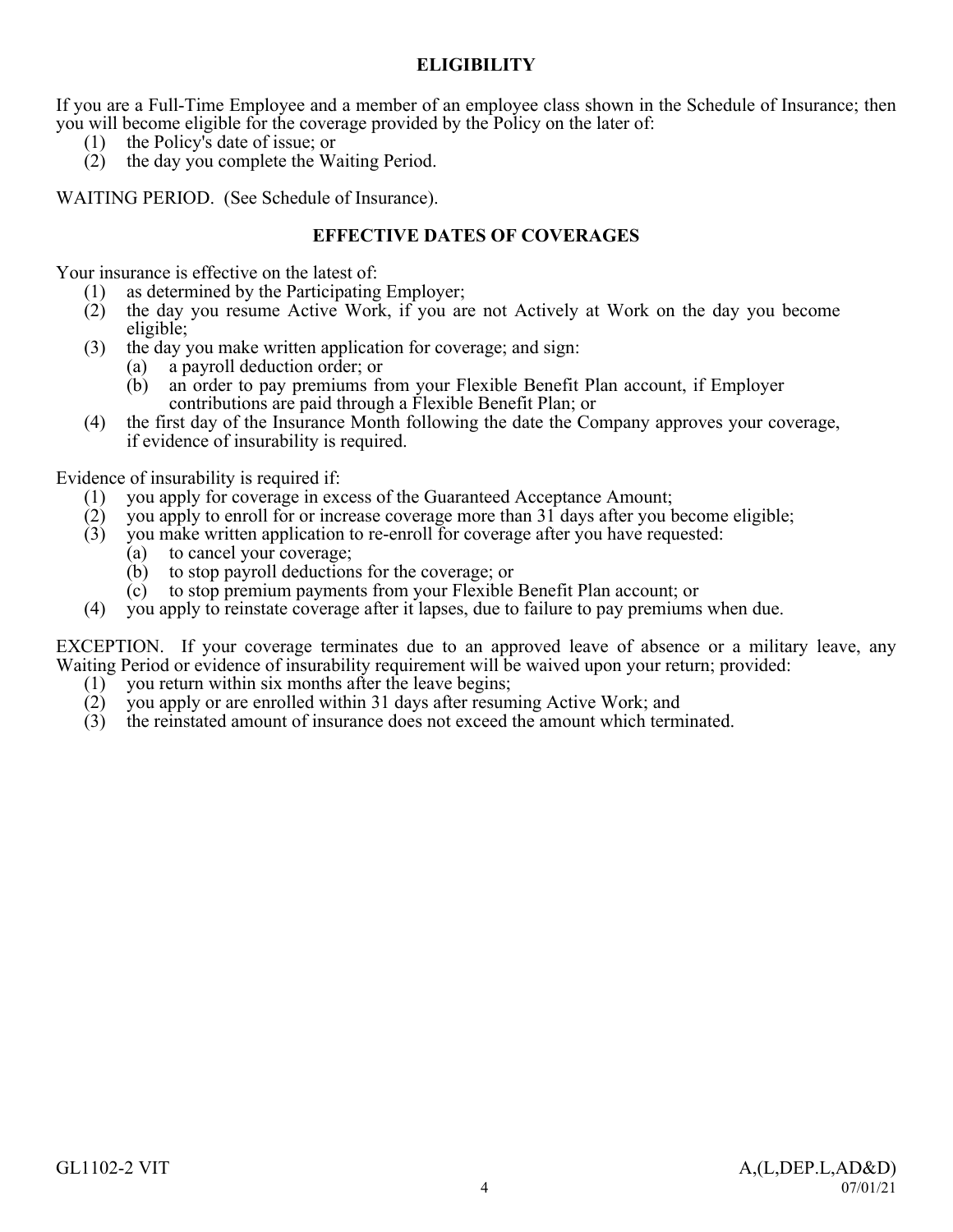## ELIGIBILITY

If you are a Full-Time Employee and a member of an employee class shown in the Schedule of Insurance; then you will become eligible for the coverage provided by the Policy on the later of:

(1) the Policy's date of issue; or
(2) the day you complete the Waiting Period.

WAITING PERIOD. (See Schedule of Insurance).

## EFFECTIVE DATES OF COVERAGES

Your insurance is effective on the latest of:

(1) as determined by the Participating Employer;
(2) the day you resume Active Work, if you are not Actively at Work on the day you become eligible;
(3) the day you make written application for coverage; and sign:
    (a) a payroll deduction order; or
    (b) an order to pay premiums from your Flexible Benefit Plan account, if Employer contributions are paid through a Flexible Benefit Plan; or
(4) the first day of the Insurance Month following the date the Company approves your coverage, if evidence of insurability is required.

Evidence of insurability is required if:

(1) you apply for coverage in excess of the Guaranteed Acceptance Amount;
(2) you apply to enroll for or increase coverage more than 31 days after you become eligible;
(3) you make written application to re-enroll for coverage after you have requested:
    (a) to cancel your coverage;
    (b) to stop payroll deductions for the coverage; or
    (c) to stop premium payments from your Flexible Benefit Plan account; or
(4) you apply to reinstate coverage after it lapses, due to failure to pay premiums when due.

EXCEPTION. If your coverage terminates due to an approved leave of absence or a military leave, any Waiting Period or evidence of insurability requirement will be waived upon your return; provided:

(1) you return within six months after the leave begins;
(2) you apply or are enrolled within 31 days after resuming Active Work; and
(3) the reinstated amount of insurance does not exceed the amount which terminated.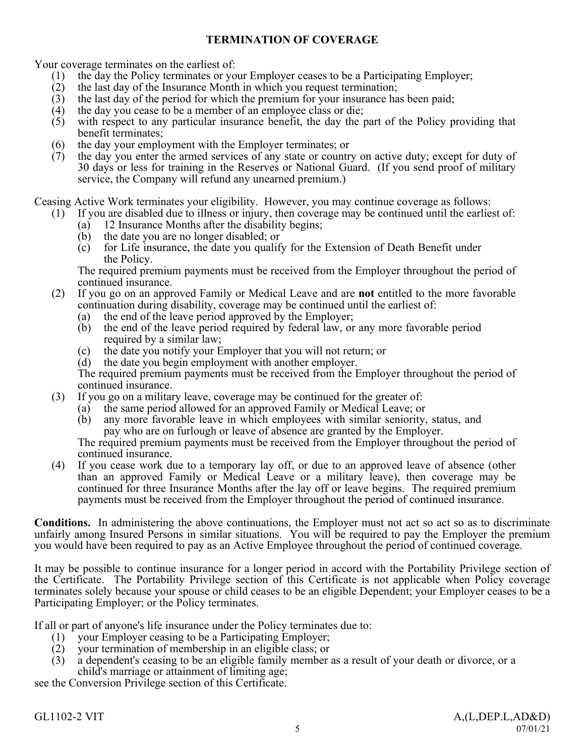## TERMINATION OF COVERAGE

Your coverage terminates on the earliest of:

(1) the day the Policy terminates or your Employer ceases to be a Participating Employer;
(2) the last day of the Insurance Month in which you request termination;
(3) the last day of the period for which the premium for your insurance has been paid;
(4) the day you cease to be a member of an employee class or die;
(5) with respect to any particular insurance benefit, the day the part of the Policy providing that benefit terminates;
(6) the day your employment with the Employer terminates; or
(7) the day you enter the armed services of any state or country on active duty; except for duty of 30 days or less for training in the Reserves or National Guard. (If you send proof of military service, the Company will refund any unearned premium.)

Ceasing Active Work terminates your eligibility. However, you may continue coverage as follows:

(1) If you are disabled due to illness or injury, then coverage may be continued until the earliest of:
    (a) 12 Insurance Months after the disability begins;
    (b) the date you are no longer disabled; or
    (c) for Life insurance, the date you qualify for the Extension of Death Benefit under the Policy.

    The required premium payments must be received from the Employer throughout the period of continued insurance.
(2) If you go on an approved Family or Medical Leave and are **not** entitled to the more favorable continuation during disability, coverage may be continued until the earliest of:
    (a) the end of the leave period approved by the Employer;
    (b) the end of the leave period required by federal law, or any more favorable period required by a similar law;
    (c) the date you notify your Employer that you will not return; or
    (d) the date you begin employment with another employer.

    The required premium payments must be received from the Employer throughout the period of continued insurance.
(3) If you go on a military leave, coverage may be continued for the greater of:
    (a) the same period allowed for an approved Family or Medical Leave; or
    (b) any more favorable leave in which employees with similar seniority, status, and pay who are on furlough or leave of absence are granted by the Employer.

    The required premium payments must be received from the Employer throughout the period of continued insurance.
(4) If you cease work due to a temporary lay off, or due to an approved leave of absence (other than an approved Family or Medical Leave or a military leave), then coverage may be continued for three Insurance Months after the lay off or leave begins. The required premium payments must be received from the Employer throughout the period of continued insurance.

**Conditions.** In administering the above continuations, the Employer must not act so act so as to discriminate unfairly among Insured Persons in similar situations. You will be required to pay the Employer the premium you would have been required to pay as an Active Employee throughout the period of continued coverage.

It may be possible to continue insurance for a longer period in accord with the Portability Privilege section of the Certificate. The Portability Privilege section of this Certificate is not applicable when Policy coverage terminates solely because your spouse or child ceases to be an eligible Dependent; your Employer ceases to be a Participating Employer; or the Policy terminates.

If all or part of anyone's life insurance under the Policy terminates due to:

(1) your Employer ceasing to be a Participating Employer;
(2) your termination of membership in an eligible class; or
(3) a dependent's ceasing to be an eligible family member as a result of your death or divorce, or a child's marriage or attainment of limiting age;

see the Conversion Privilege section of this Certificate.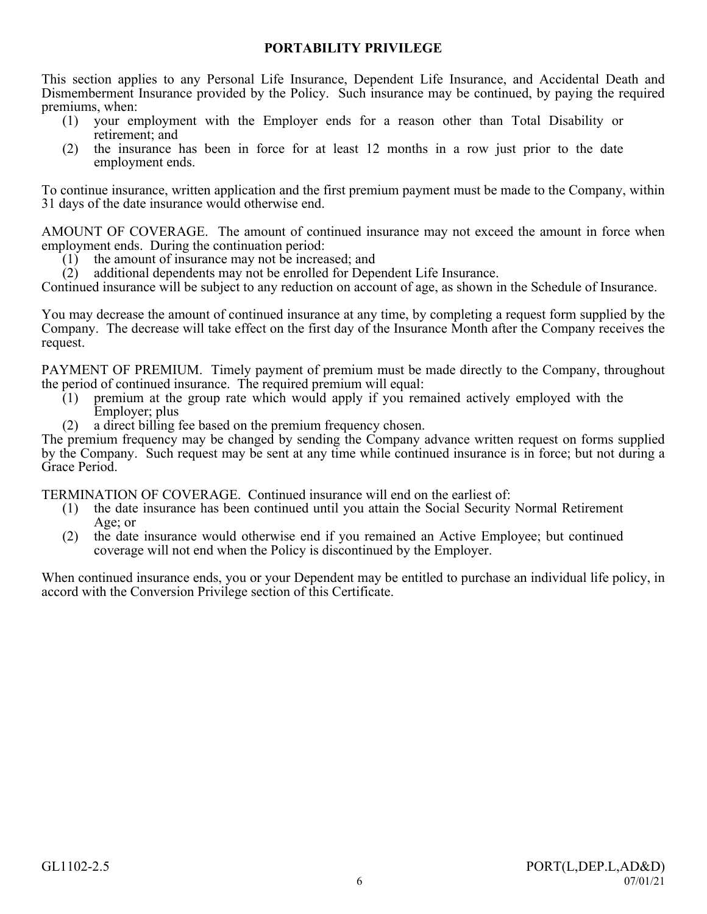## PORTABILITY PRIVILEGE

This section applies to any Personal Life Insurance, Dependent Life Insurance, and Accidental Death and Dismemberment Insurance provided by the Policy. Such insurance may be continued, by paying the required premiums, when:

(1) your employment with the Employer ends for a reason other than Total Disability or retirement; and
(2) the insurance has been in force for at least 12 months in a row just prior to the date employment ends.

To continue insurance, written application and the first premium payment must be made to the Company, within 31 days of the date insurance would otherwise end.

AMOUNT OF COVERAGE. The amount of continued insurance may not exceed the amount in force when employment ends. During the continuation period:

(1) the amount of insurance may not be increased; and
(2) additional dependents may not be enrolled for Dependent Life Insurance.

Continued insurance will be subject to any reduction on account of age, as shown in the Schedule of Insurance.

You may decrease the amount of continued insurance at any time, by completing a request form supplied by the Company. The decrease will take effect on the first day of the Insurance Month after the Company receives the request.

PAYMENT OF PREMIUM. Timely payment of premium must be made directly to the Company, throughout the period of continued insurance. The required premium will equal:

(1) premium at the group rate which would apply if you remained actively employed with the Employer; plus
(2) a direct billing fee based on the premium frequency chosen.

The premium frequency may be changed by sending the Company advance written request on forms supplied by the Company. Such request may be sent at any time while continued insurance is in force; but not during a Grace Period.

TERMINATION OF COVERAGE. Continued insurance will end on the earliest of:

(1) the date insurance has been continued until you attain the Social Security Normal Retirement Age; or
(2) the date insurance would otherwise end if you remained an Active Employee; but continued coverage will not end when the Policy is discontinued by the Employer.

When continued insurance ends, you or your Dependent may be entitled to purchase an individual life policy, in accord with the Conversion Privilege section of this Certificate.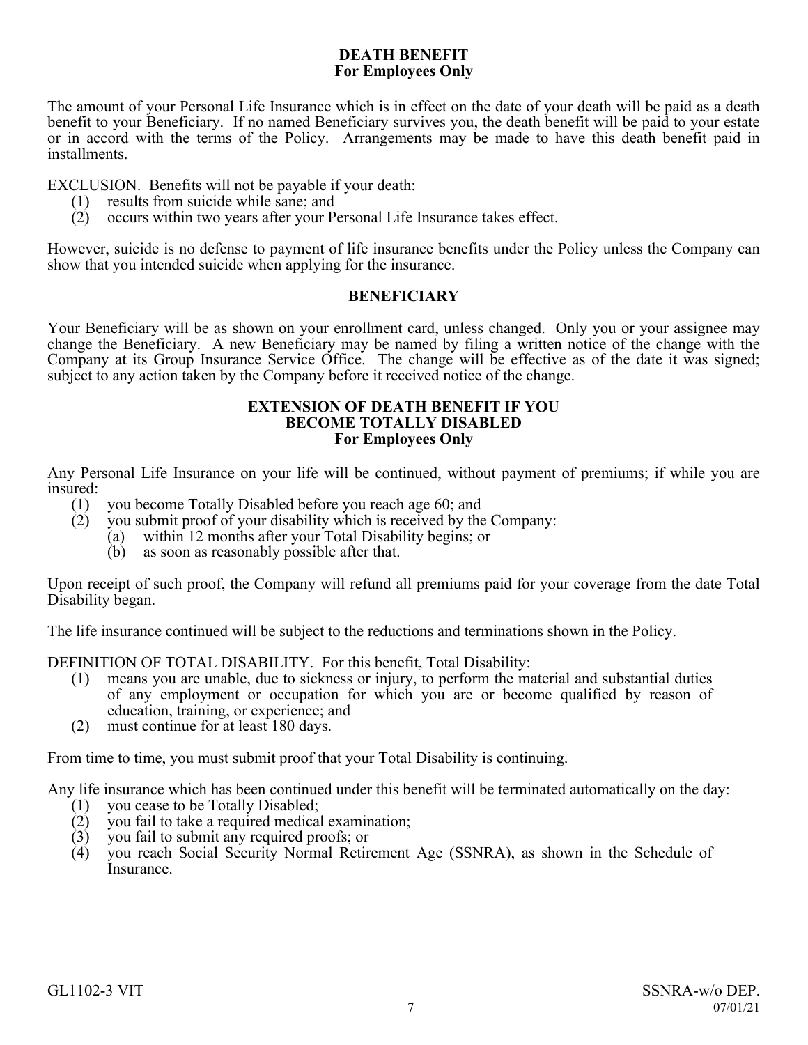## DEATH BENEFIT
### For Employees Only

The amount of your Personal Life Insurance which is in effect on the date of your death will be paid as a death benefit to your Beneficiary. If no named Beneficiary survives you, the death benefit will be paid to your estate or in accord with the terms of the Policy. Arrangements may be made to have this death benefit paid in installments.

EXCLUSION. Benefits will not be payable if your death:

(1) results from suicide while sane; and
(2) occurs within two years after your Personal Life Insurance takes effect.

However, suicide is no defense to payment of life insurance benefits under the Policy unless the Company can show that you intended suicide when applying for the insurance.

## BENEFICIARY

Your Beneficiary will be as shown on your enrollment card, unless changed. Only you or your assignee may change the Beneficiary. A new Beneficiary may be named by filing a written notice of the change with the Company at its Group Insurance Service Office. The change will be effective as of the date it was signed; subject to any action taken by the Company before it received notice of the change.

## EXTENSION OF DEATH BENEFIT IF YOU BECOME TOTALLY DISABLED
### For Employees Only

Any Personal Life Insurance on your life will be continued, without payment of premiums; if while you are insured:

(1) you become Totally Disabled before you reach age 60; and
(2) you submit proof of your disability which is received by the Company:
   (a) within 12 months after your Total Disability begins; or
   (b) as soon as reasonably possible after that.

Upon receipt of such proof, the Company will refund all premiums paid for your coverage from the date Total Disability began.

The life insurance continued will be subject to the reductions and terminations shown in the Policy.

DEFINITION OF TOTAL DISABILITY. For this benefit, Total Disability:

(1) means you are unable, due to sickness or injury, to perform the material and substantial duties of any employment or occupation for which you are or become qualified by reason of education, training, or experience; and
(2) must continue for at least 180 days.

From time to time, you must submit proof that your Total Disability is continuing.

Any life insurance which has been continued under this benefit will be terminated automatically on the day:

(1) you cease to be Totally Disabled;
(2) you fail to take a required medical examination;
(3) you fail to submit any required proofs; or
(4) you reach Social Security Normal Retirement Age (SSNRA), as shown in the Schedule of Insurance.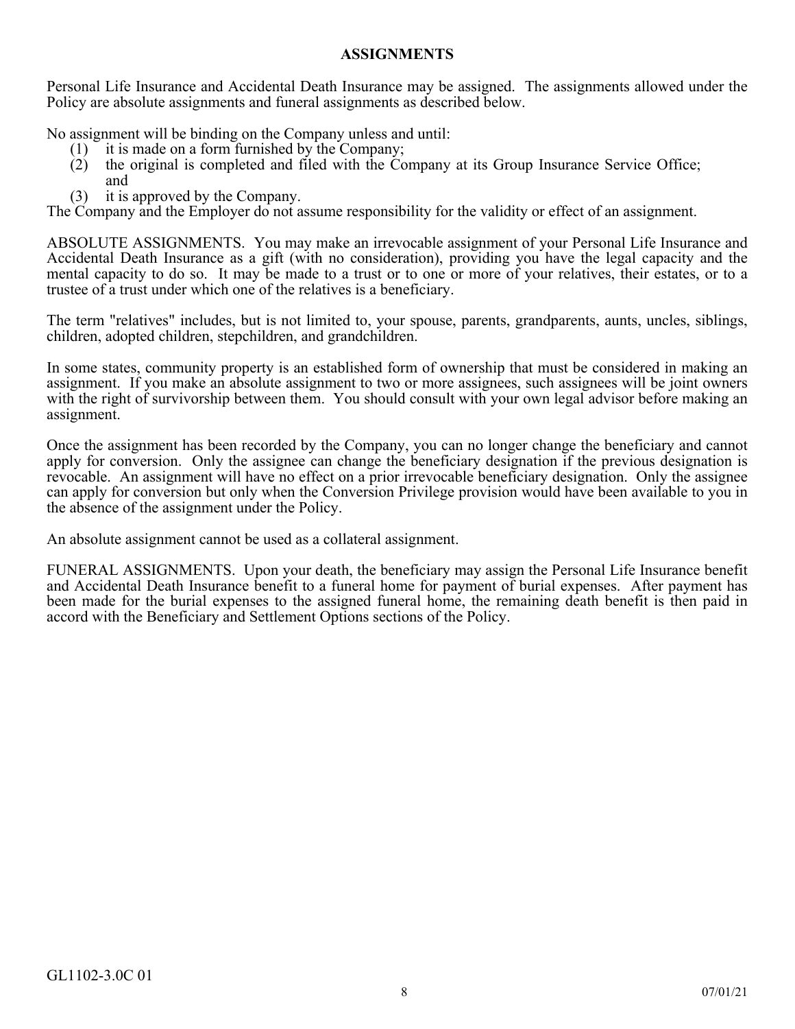## ASSIGNMENTS

Personal Life Insurance and Accidental Death Insurance may be assigned. The assignments allowed under the Policy are absolute assignments and funeral assignments as described below.

No assignment will be binding on the Company unless and until:

1. it is made on a form furnished by the Company;
2. the original is completed and filed with the Company at its Group Insurance Service Office; and
3. it is approved by the Company.

The Company and the Employer do not assume responsibility for the validity or effect of an assignment.

ABSOLUTE ASSIGNMENTS. You may make an irrevocable assignment of your Personal Life Insurance and Accidental Death Insurance as a gift (with no consideration), providing you have the legal capacity and the mental capacity to do so. It may be made to a trust or to one or more of your relatives, their estates, or to a trustee of a trust under which one of the relatives is a beneficiary.

The term "relatives" includes, but is not limited to, your spouse, parents, grandparents, aunts, uncles, siblings, children, adopted children, stepchildren, and grandchildren.

In some states, community property is an established form of ownership that must be considered in making an assignment. If you make an absolute assignment to two or more assignees, such assignees will be joint owners with the right of survivorship between them. You should consult with your own legal advisor before making an assignment.

Once the assignment has been recorded by the Company, you can no longer change the beneficiary and cannot apply for conversion. Only the assignee can change the beneficiary designation if the previous designation is revocable. An assignment will have no effect on a prior irrevocable beneficiary designation. Only the assignee can apply for conversion but only when the Conversion Privilege provision would have been available to you in the absence of the assignment under the Policy.

An absolute assignment cannot be used as a collateral assignment.

FUNERAL ASSIGNMENTS. Upon your death, the beneficiary may assign the Personal Life Insurance benefit and Accidental Death Insurance benefit to a funeral home for payment of burial expenses. After payment has been made for the burial expenses to the assigned funeral home, the remaining death benefit is then paid in accord with the Beneficiary and Settlement Options sections of the Policy.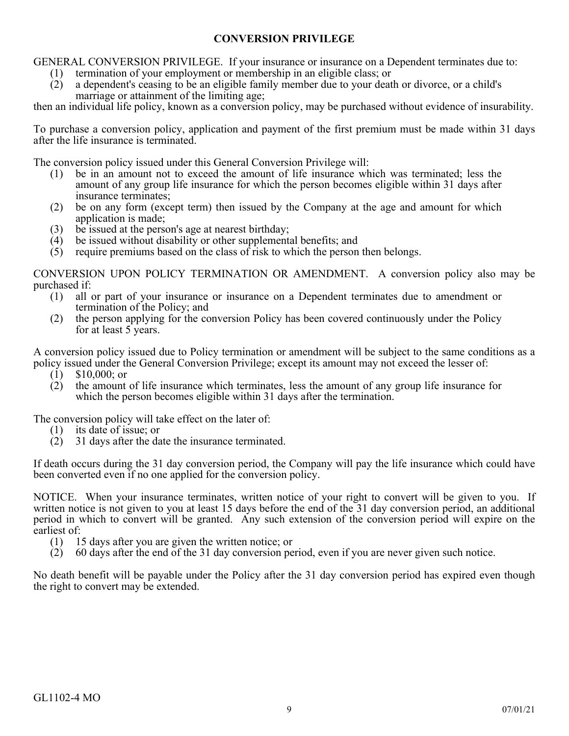## CONVERSION PRIVILEGE

GENERAL CONVERSION PRIVILEGE. If your insurance or insurance on a Dependent terminates due to:

(1) termination of your employment or membership in an eligible class; or
(2) a dependent's ceasing to be an eligible family member due to your death or divorce, or a child's marriage or attainment of the limiting age;

then an individual life policy, known as a conversion policy, may be purchased without evidence of insurability.

To purchase a conversion policy, application and payment of the first premium must be made within 31 days after the life insurance is terminated.

The conversion policy issued under this General Conversion Privilege will:

(1) be in an amount not to exceed the amount of life insurance which was terminated; less the amount of any group life insurance for which the person becomes eligible within 31 days after insurance terminates;
(2) be on any form (except term) then issued by the Company at the age and amount for which application is made;
(3) be issued at the person's age at nearest birthday;
(4) be issued without disability or other supplemental benefits; and
(5) require premiums based on the class of risk to which the person then belongs.

CONVERSION UPON POLICY TERMINATION OR AMENDMENT. A conversion policy also may be purchased if:

(1) all or part of your insurance or insurance on a Dependent terminates due to amendment or termination of the Policy; and
(2) the person applying for the conversion Policy has been covered continuously under the Policy for at least 5 years.

A conversion policy issued due to Policy termination or amendment will be subject to the same conditions as a policy issued under the General Conversion Privilege; except its amount may not exceed the lesser of:

(1) $10,000; or
(2) the amount of life insurance which terminates, less the amount of any group life insurance for which the person becomes eligible within 31 days after the termination.

The conversion policy will take effect on the later of:

(1) its date of issue; or
(2) 31 days after the date the insurance terminated.

If death occurs during the 31 day conversion period, the Company will pay the life insurance which could have been converted even if no one applied for the conversion policy.

NOTICE. When your insurance terminates, written notice of your right to convert will be given to you. If written notice is not given to you at least 15 days before the end of the 31 day conversion period, an additional period in which to convert will be granted. Any such extension of the conversion period will expire on the earliest of:

(1) 15 days after you are given the written notice; or
(2) 60 days after the end of the 31 day conversion period, even if you are never given such notice.

No death benefit will be payable under the Policy after the 31 day conversion period has expired even though the right to convert may be extended.

GL1102-4 MO

07/01/21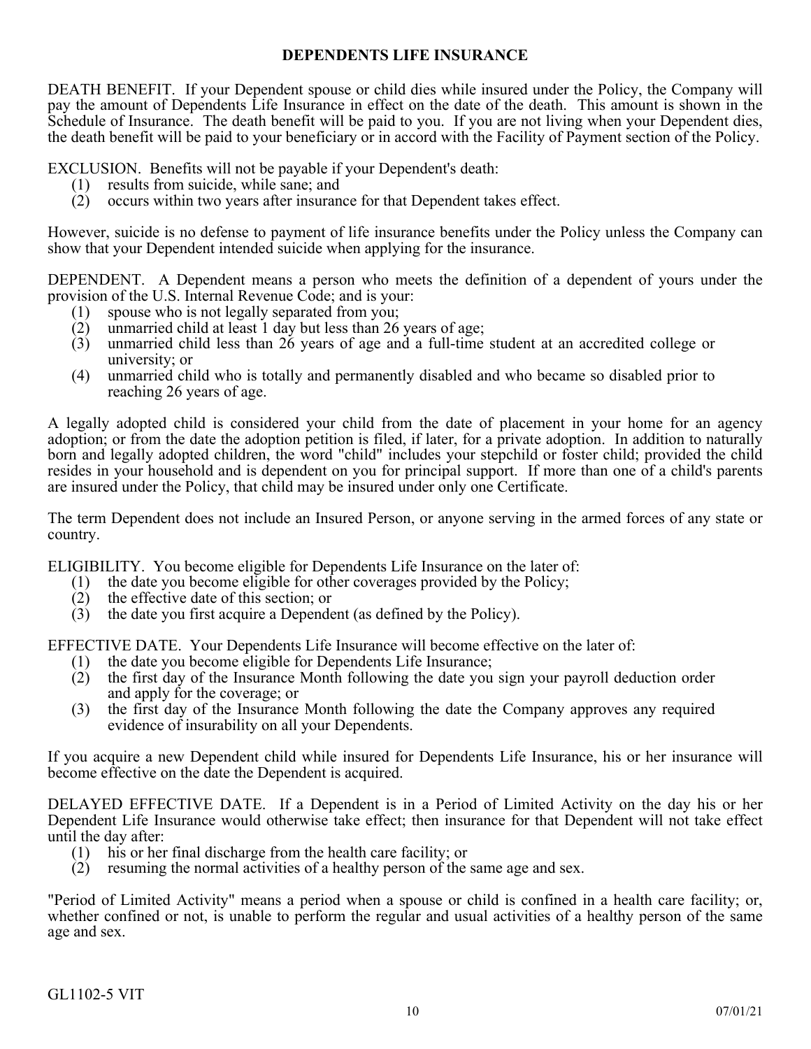## DEPENDENTS LIFE INSURANCE

DEATH BENEFIT. If your Dependent spouse or child dies while insured under the Policy, the Company will pay the amount of Dependents Life Insurance in effect on the date of the death. This amount is shown in the Schedule of Insurance. The death benefit will be paid to you. If you are not living when your Dependent dies, the death benefit will be paid to your beneficiary or in accord with the Facility of Payment section of the Policy.

EXCLUSION. Benefits will not be payable if your Dependent's death:

(1) results from suicide, while sane; and
(2) occurs within two years after insurance for that Dependent takes effect.

However, suicide is no defense to payment of life insurance benefits under the Policy unless the Company can show that your Dependent intended suicide when applying for the insurance.

DEPENDENT. A Dependent means a person who meets the definition of a dependent of yours under the provision of the U.S. Internal Revenue Code; and is your:

(1) spouse who is not legally separated from you;
(2) unmarried child at least 1 day but less than 26 years of age;
(3) unmarried child less than 26 years of age and a full-time student at an accredited college or university; or
(4) unmarried child who is totally and permanently disabled and who became so disabled prior to reaching 26 years of age.

A legally adopted child is considered your child from the date of placement in your home for an agency adoption; or from the date the adoption petition is filed, if later, for a private adoption. In addition to naturally born and legally adopted children, the word "child" includes your stepchild or foster child; provided the child resides in your household and is dependent on you for principal support. If more than one of a child's parents are insured under the Policy, that child may be insured under only one Certificate.

The term Dependent does not include an Insured Person, or anyone serving in the armed forces of any state or country.

ELIGIBILITY. You become eligible for Dependents Life Insurance on the later of:

(1) the date you become eligible for other coverages provided by the Policy;
(2) the effective date of this section; or
(3) the date you first acquire a Dependent (as defined by the Policy).

EFFECTIVE DATE. Your Dependents Life Insurance will become effective on the later of:

(1) the date you become eligible for Dependents Life Insurance;
(2) the first day of the Insurance Month following the date you sign your payroll deduction order and apply for the coverage; or
(3) the first day of the Insurance Month following the date the Company approves any required evidence of insurability on all your Dependents.

If you acquire a new Dependent child while insured for Dependents Life Insurance, his or her insurance will become effective on the date the Dependent is acquired.

DELAYED EFFECTIVE DATE. If a Dependent is in a Period of Limited Activity on the day his or her Dependent Life Insurance would otherwise take effect; then insurance for that Dependent will not take effect until the day after:

(1) his or her final discharge from the health care facility; or
(2) resuming the normal activities of a healthy person of the same age and sex.

"Period of Limited Activity" means a period when a spouse or child is confined in a health care facility; or, whether confined or not, is unable to perform the regular and usual activities of a healthy person of the same age and sex.

GL1102-5 VIT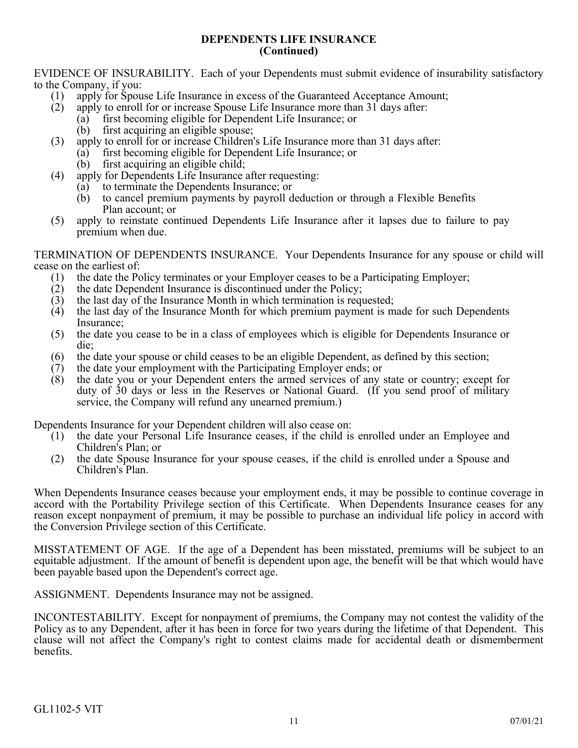## DEPENDENTS LIFE INSURANCE
## (Continued)

EVIDENCE OF INSURABILITY. Each of your Dependents must submit evidence of insurability satisfactory to the Company, if you:

(1) apply for Spouse Life Insurance in excess of the Guaranteed Acceptance Amount;
(2) apply to enroll for or increase Spouse Life Insurance more than 31 days after:
    (a) first becoming eligible for Dependent Life Insurance; or
    (b) first acquiring an eligible spouse;
(3) apply to enroll for or increase Children's Life Insurance more than 31 days after:
    (a) first becoming eligible for Dependent Life Insurance; or
    (b) first acquiring an eligible child;
(4) apply for Dependents Life Insurance after requesting:
    (a) to terminate the Dependents Insurance; or
    (b) to cancel premium payments by payroll deduction or through a Flexible Benefits Plan account; or
(5) apply to reinstate continued Dependents Life Insurance after it lapses due to failure to pay premium when due.

TERMINATION OF DEPENDENTS INSURANCE. Your Dependents Insurance for any spouse or child will cease on the earliest of:

(1) the date the Policy terminates or your Employer ceases to be a Participating Employer;
(2) the date Dependent Insurance is discontinued under the Policy;
(3) the last day of the Insurance Month in which termination is requested;
(4) the last day of the Insurance Month for which premium payment is made for such Dependents Insurance;
(5) the date you cease to be in a class of employees which is eligible for Dependents Insurance or die;
(6) the date your spouse or child ceases to be an eligible Dependent, as defined by this section;
(7) the date your employment with the Participating Employer ends; or
(8) the date you or your Dependent enters the armed services of any state or country; except for duty of 30 days or less in the Reserves or National Guard. (If you send proof of military service, the Company will refund any unearned premium.)

Dependents Insurance for your Dependent children will also cease on:

(1) the date your Personal Life Insurance ceases, if the child is enrolled under an Employee and Children's Plan; or
(2) the date Spouse Insurance for your spouse ceases, if the child is enrolled under a Spouse and Children's Plan.

When Dependents Insurance ceases because your employment ends, it may be possible to continue coverage in accord with the Portability Privilege section of this Certificate. When Dependents Insurance ceases for any reason except nonpayment of premium, it may be possible to purchase an individual life policy in accord with the Conversion Privilege section of this Certificate.

MISSTATEMENT OF AGE. If the age of a Dependent has been misstated, premiums will be subject to an equitable adjustment. If the amount of benefit is dependent upon age, the benefit will be that which would have been payable based upon the Dependent's correct age.

ASSIGNMENT. Dependents Insurance may not be assigned.

INCONTESTABILITY. Except for nonpayment of premiums, the Company may not contest the validity of the Policy as to any Dependent, after it has been in force for two years during the lifetime of that Dependent. This clause will not affect the Company's right to contest claims made for accidental death or dismemberment benefits.

GL1102-5 VIT

07/01/21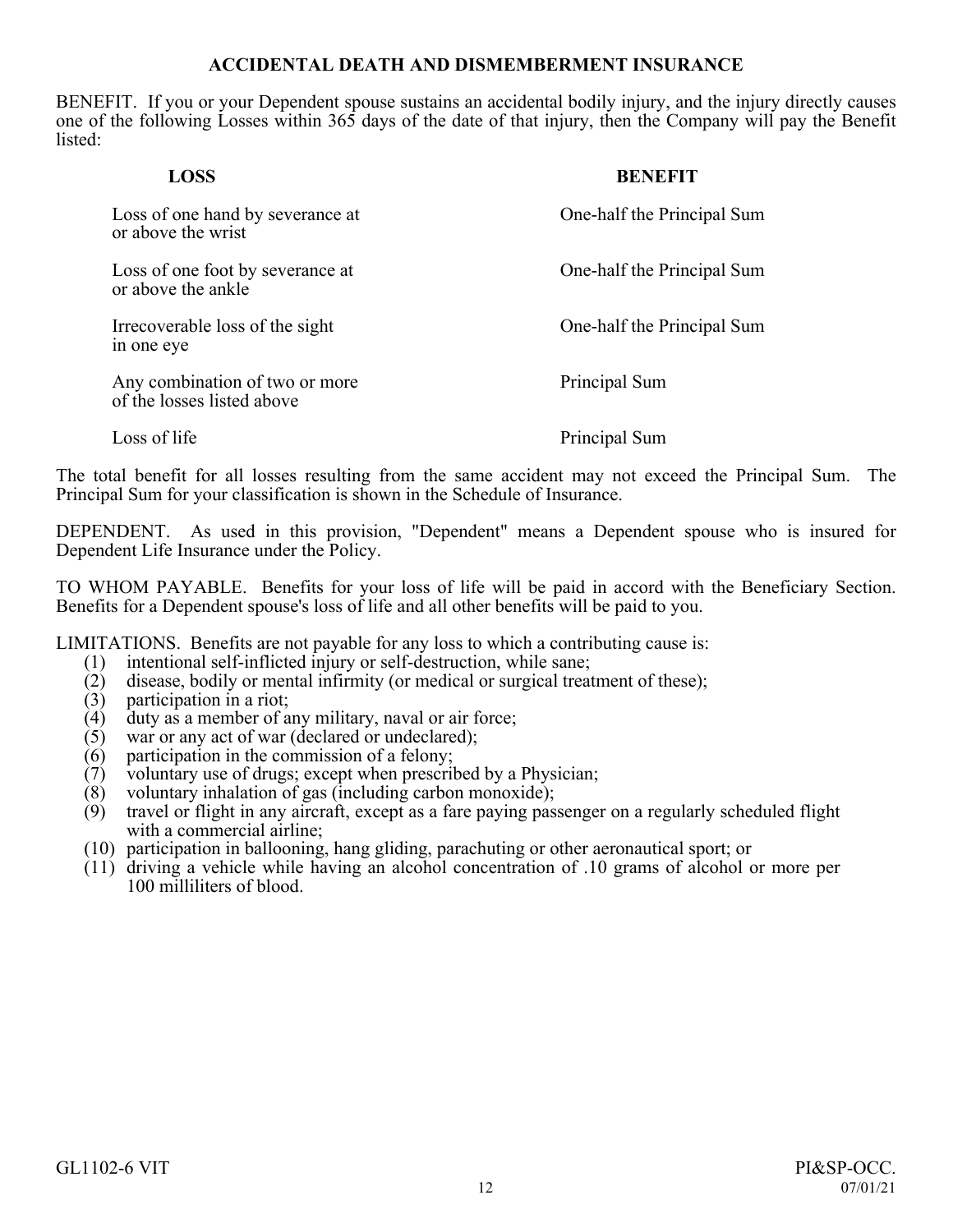## ACCIDENTAL DEATH AND DISMEMBERMENT INSURANCE

BENEFIT. If you or your Dependent spouse sustains an accidental bodily injury, and the injury directly causes one of the following Losses within 365 days of the date of that injury, then the Company will pay the Benefit listed:

| LOSS | BENEFIT |
|---|---|
| Loss of one hand by severance at or above the wrist | One-half the Principal Sum |
| Loss of one foot by severance at or above the ankle | One-half the Principal Sum |
| Irrecoverable loss of the sight in one eye | One-half the Principal Sum |
| Any combination of two or more of the losses listed above | Principal Sum |
| Loss of life | Principal Sum |

The total benefit for all losses resulting from the same accident may not exceed the Principal Sum. The Principal Sum for your classification is shown in the Schedule of Insurance.

DEPENDENT. As used in this provision, "Dependent" means a Dependent spouse who is insured for Dependent Life Insurance under the Policy.

TO WHOM PAYABLE. Benefits for your loss of life will be paid in accord with the Beneficiary Section. Benefits for a Dependent spouse's loss of life and all other benefits will be paid to you.

LIMITATIONS. Benefits are not payable for any loss to which a contributing cause is:

(1) intentional self-inflicted injury or self-destruction, while sane;
(2) disease, bodily or mental infirmity (or medical or surgical treatment of these);
(3) participation in a riot;
(4) duty as a member of any military, naval or air force;
(5) war or any act of war (declared or undeclared);
(6) participation in the commission of a felony;
(7) voluntary use of drugs; except when prescribed by a Physician;
(8) voluntary inhalation of gas (including carbon monoxide);
(9) travel or flight in any aircraft, except as a fare paying passenger on a regularly scheduled flight with a commercial airline;
(10) participation in ballooning, hang gliding, parachuting or other aeronautical sport; or
(11) driving a vehicle while having an alcohol concentration of .10 grams of alcohol or more per 100 milliliters of blood.

GL1102-6 VIT PI&SP-OCC. 07/01/21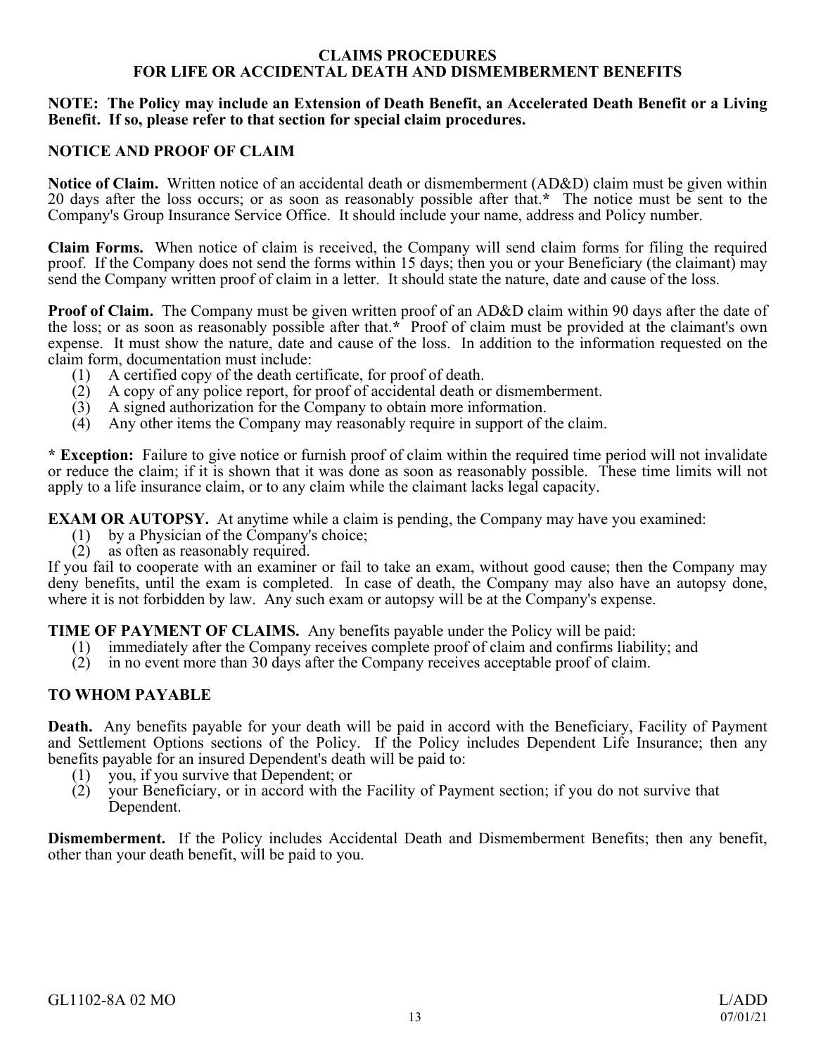# CLAIMS PROCEDURES
# FOR LIFE OR ACCIDENTAL DEATH AND DISMEMBERMENT BENEFITS

**NOTE: The Policy may include an Extension of Death Benefit, an Accelerated Death Benefit or a Living Benefit. If so, please refer to that section for special claim procedures.**

## NOTICE AND PROOF OF CLAIM

**Notice of Claim.** Written notice of an accidental death or dismemberment (AD&D) claim must be given within 20 days after the loss occurs; or as soon as reasonably possible after that.* The notice must be sent to the Company's Group Insurance Service Office. It should include your name, address and Policy number.

**Claim Forms.** When notice of claim is received, the Company will send claim forms for filing the required proof. If the Company does not send the forms within 15 days; then you or your Beneficiary (the claimant) may send the Company written proof of claim in a letter. It should state the nature, date and cause of the loss.

**Proof of Claim.** The Company must be given written proof of an AD&D claim within 90 days after the date of the loss; or as soon as reasonably possible after that.* Proof of claim must be provided at the claimant's own expense. It must show the nature, date and cause of the loss. In addition to the information requested on the claim form, documentation must include:

(1) A certified copy of the death certificate, for proof of death.
(2) A copy of any police report, for proof of accidental death or dismemberment.
(3) A signed authorization for the Company to obtain more information.
(4) Any other items the Company may reasonably require in support of the claim.

**\* Exception:** Failure to give notice or furnish proof of claim within the required time period will not invalidate or reduce the claim; if it is shown that it was done as soon as reasonably possible. These time limits will not apply to a life insurance claim, or to any claim while the claimant lacks legal capacity.

**EXAM OR AUTOPSY.** At anytime while a claim is pending, the Company may have you examined:

(1) by a Physician of the Company's choice;
(2) as often as reasonably required.

If you fail to cooperate with an examiner or fail to take an exam, without good cause; then the Company may deny benefits, until the exam is completed. In case of death, the Company may also have an autopsy done, where it is not forbidden by law. Any such exam or autopsy will be at the Company's expense.

**TIME OF PAYMENT OF CLAIMS.** Any benefits payable under the Policy will be paid:

(1) immediately after the Company receives complete proof of claim and confirms liability; and
(2) in no event more than 30 days after the Company receives acceptable proof of claim.

## TO WHOM PAYABLE

**Death.** Any benefits payable for your death will be paid in accord with the Beneficiary, Facility of Payment and Settlement Options sections of the Policy. If the Policy includes Dependent Life Insurance; then any benefits payable for an insured Dependent's death will be paid to:

(1) you, if you survive that Dependent; or
(2) your Beneficiary, or in accord with the Facility of Payment section; if you do not survive that Dependent.

**Dismemberment.** If the Policy includes Accidental Death and Dismemberment Benefits; then any benefit, other than your death benefit, will be paid to you.

GL1102-8A 02 MO L/ADD 07/01/21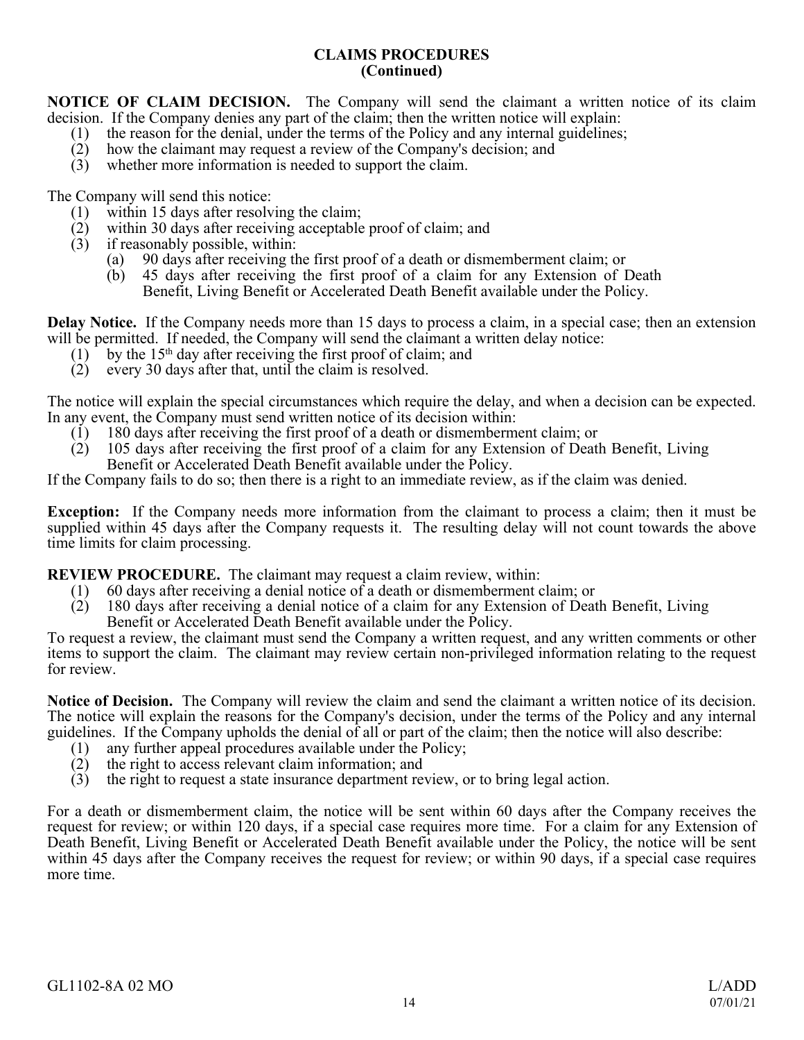## CLAIMS PROCEDURES (Continued)

**NOTICE OF CLAIM DECISION.** The Company will send the claimant a written notice of its claim decision. If the Company denies any part of the claim; then the written notice will explain:

(1) the reason for the denial, under the terms of the Policy and any internal guidelines;
(2) how the claimant may request a review of the Company's decision; and
(3) whether more information is needed to support the claim.

The Company will send this notice:

(1) within 15 days after resolving the claim;
(2) within 30 days after receiving acceptable proof of claim; and
(3) if reasonably possible, within:
  (a) 90 days after receiving the first proof of a death or dismemberment claim; or
  (b) 45 days after receiving the first proof of a claim for any Extension of Death Benefit, Living Benefit or Accelerated Death Benefit available under the Policy.

**Delay Notice.** If the Company needs more than 15 days to process a claim, in a special case; then an extension will be permitted. If needed, the Company will send the claimant a written delay notice:

(1) by the 15th day after receiving the first proof of claim; and
(2) every 30 days after that, until the claim is resolved.

The notice will explain the special circumstances which require the delay, and when a decision can be expected. In any event, the Company must send written notice of its decision within:

(1) 180 days after receiving the first proof of a death or dismemberment claim; or
(2) 105 days after receiving the first proof of a claim for any Extension of Death Benefit, Living Benefit or Accelerated Death Benefit available under the Policy.

If the Company fails to do so; then there is a right to an immediate review, as if the claim was denied.

**Exception:** If the Company needs more information from the claimant to process a claim; then it must be supplied within 45 days after the Company requests it. The resulting delay will not count towards the above time limits for claim processing.

**REVIEW PROCEDURE.** The claimant may request a claim review, within:

(1) 60 days after receiving a denial notice of a death or dismemberment claim; or
(2) 180 days after receiving a denial notice of a claim for any Extension of Death Benefit, Living Benefit or Accelerated Death Benefit available under the Policy.

To request a review, the claimant must send the Company a written request, and any written comments or other items to support the claim. The claimant may review certain non-privileged information relating to the request for review.

**Notice of Decision.** The Company will review the claim and send the claimant a written notice of its decision. The notice will explain the reasons for the Company's decision, under the terms of the Policy and any internal guidelines. If the Company upholds the denial of all or part of the claim; then the notice will also describe:

(1) any further appeal procedures available under the Policy;
(2) the right to access relevant claim information; and
(3) the right to request a state insurance department review, or to bring legal action.

For a death or dismemberment claim, the notice will be sent within 60 days after the Company receives the request for review; or within 120 days, if a special case requires more time. For a claim for any Extension of Death Benefit, Living Benefit or Accelerated Death Benefit available under the Policy, the notice will be sent within 45 days after the Company receives the request for review; or within 90 days, if a special case requires more time.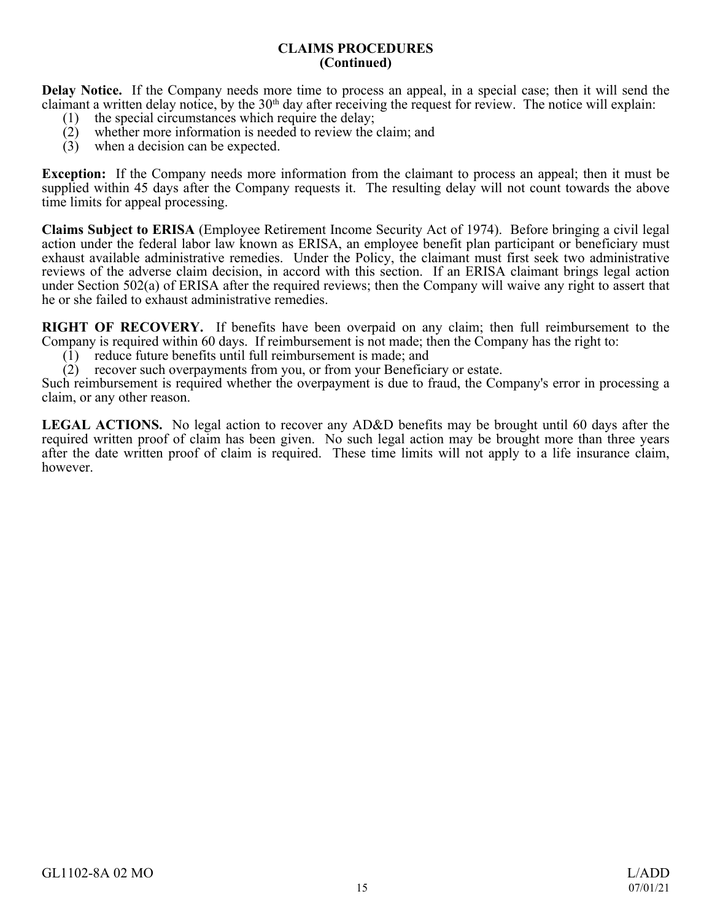## CLAIMS PROCEDURES (Continued)

**Delay Notice.** If the Company needs more time to process an appeal, in a special case; then it will send the claimant a written delay notice, by the 30th day after receiving the request for review. The notice will explain:

(1) the special circumstances which require the delay;
(2) whether more information is needed to review the claim; and
(3) when a decision can be expected.

**Exception:** If the Company needs more information from the claimant to process an appeal; then it must be supplied within 45 days after the Company requests it. The resulting delay will not count towards the above time limits for appeal processing.

**Claims Subject to ERISA** (Employee Retirement Income Security Act of 1974). Before bringing a civil legal action under the federal labor law known as ERISA, an employee benefit plan participant or beneficiary must exhaust available administrative remedies. Under the Policy, the claimant must first seek two administrative reviews of the adverse claim decision, in accord with this section. If an ERISA claimant brings legal action under Section 502(a) of ERISA after the required reviews; then the Company will waive any right to assert that he or she failed to exhaust administrative remedies.

**RIGHT OF RECOVERY.** If benefits have been overpaid on any claim; then full reimbursement to the Company is required within 60 days. If reimbursement is not made; then the Company has the right to:

(1) reduce future benefits until full reimbursement is made; and
(2) recover such overpayments from you, or from your Beneficiary or estate.

Such reimbursement is required whether the overpayment is due to fraud, the Company's error in processing a claim, or any other reason.

**LEGAL ACTIONS.** No legal action to recover any AD&D benefits may be brought until 60 days after the required written proof of claim has been given. No such legal action may be brought more than three years after the date written proof of claim is required. These time limits will not apply to a life insurance claim, however.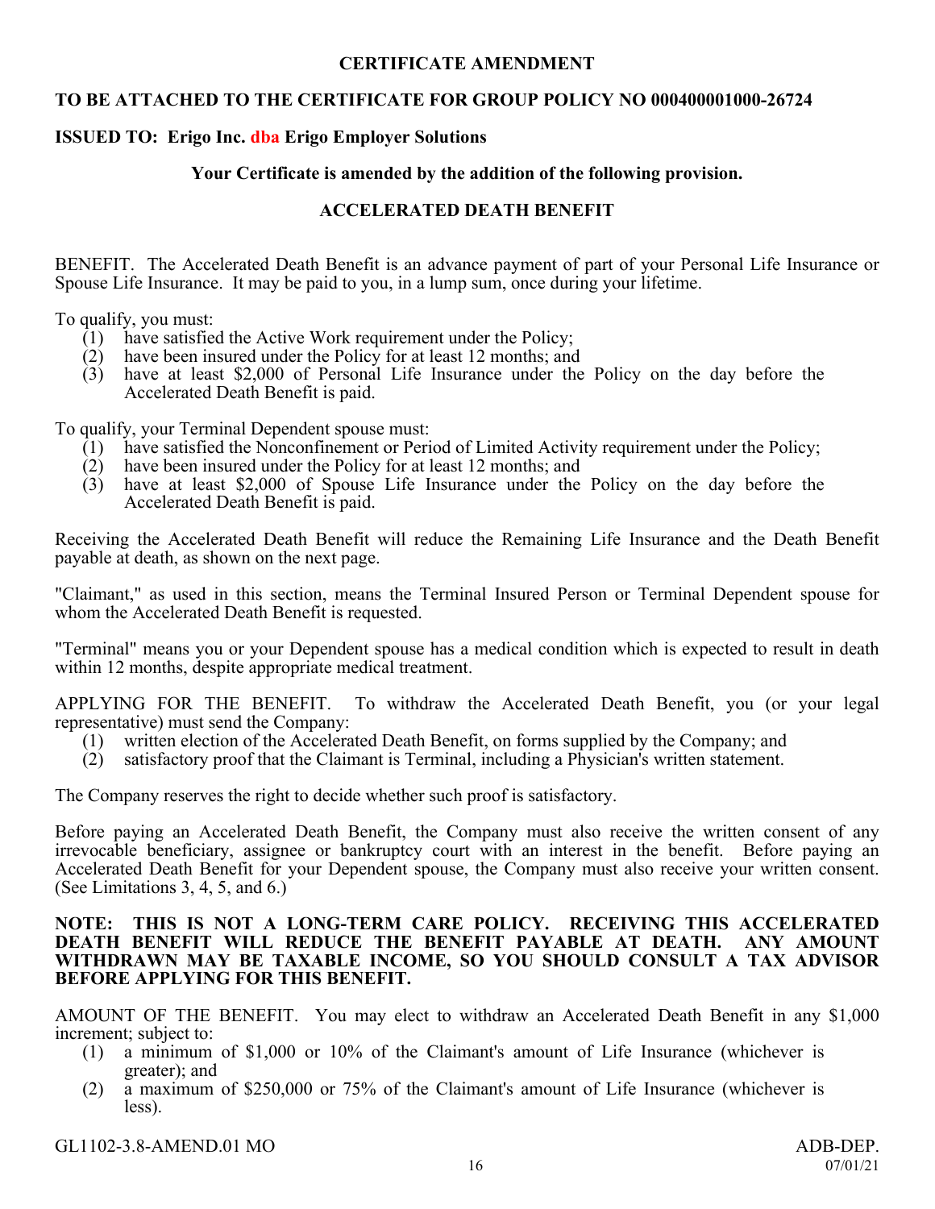**CERTIFICATE AMENDMENT**

**TO BE ATTACHED TO THE CERTIFICATE FOR GROUP POLICY NO 000400001000-26724**

**ISSUED TO: Erigo Inc. dba Erigo Employer Solutions**

**Your Certificate is amended by the addition of the following provision.**

**ACCELERATED DEATH BENEFIT**

BENEFIT. The Accelerated Death Benefit is an advance payment of part of your Personal Life Insurance or Spouse Life Insurance. It may be paid to you, in a lump sum, once during your lifetime.

To qualify, you must:

(1) have satisfied the Active Work requirement under the Policy;
(2) have been insured under the Policy for at least 12 months; and
(3) have at least $2,000 of Personal Life Insurance under the Policy on the day before the Accelerated Death Benefit is paid.

To qualify, your Terminal Dependent spouse must:

(1) have satisfied the Nonconfinement or Period of Limited Activity requirement under the Policy;
(2) have been insured under the Policy for at least 12 months; and
(3) have at least $2,000 of Spouse Life Insurance under the Policy on the day before the Accelerated Death Benefit is paid.

Receiving the Accelerated Death Benefit will reduce the Remaining Life Insurance and the Death Benefit payable at death, as shown on the next page.

"Claimant," as used in this section, means the Terminal Insured Person or Terminal Dependent spouse for whom the Accelerated Death Benefit is requested.

"Terminal" means you or your Dependent spouse has a medical condition which is expected to result in death within 12 months, despite appropriate medical treatment.

APPLYING FOR THE BENEFIT. To withdraw the Accelerated Death Benefit, you (or your legal representative) must send the Company:

(1) written election of the Accelerated Death Benefit, on forms supplied by the Company; and
(2) satisfactory proof that the Claimant is Terminal, including a Physician's written statement.

The Company reserves the right to decide whether such proof is satisfactory.

Before paying an Accelerated Death Benefit, the Company must also receive the written consent of any irrevocable beneficiary, assignee or bankruptcy court with an interest in the benefit. Before paying an Accelerated Death Benefit for your Dependent spouse, the Company must also receive your written consent. (See Limitations 3, 4, 5, and 6.)

**NOTE: THIS IS NOT A LONG-TERM CARE POLICY. RECEIVING THIS ACCELERATED DEATH BENEFIT WILL REDUCE THE BENEFIT PAYABLE AT DEATH. ANY AMOUNT WITHDRAWN MAY BE TAXABLE INCOME, SO YOU SHOULD CONSULT A TAX ADVISOR BEFORE APPLYING FOR THIS BENEFIT.**

AMOUNT OF THE BENEFIT. You may elect to withdraw an Accelerated Death Benefit in any $1,000 increment; subject to:

(1) a minimum of $1,000 or 10% of the Claimant's amount of Life Insurance (whichever is greater); and
(2) a maximum of $250,000 or 75% of the Claimant's amount of Life Insurance (whichever is less).

GL1102-3.8-AMEND.01 MO ADB-DEP. 07/01/21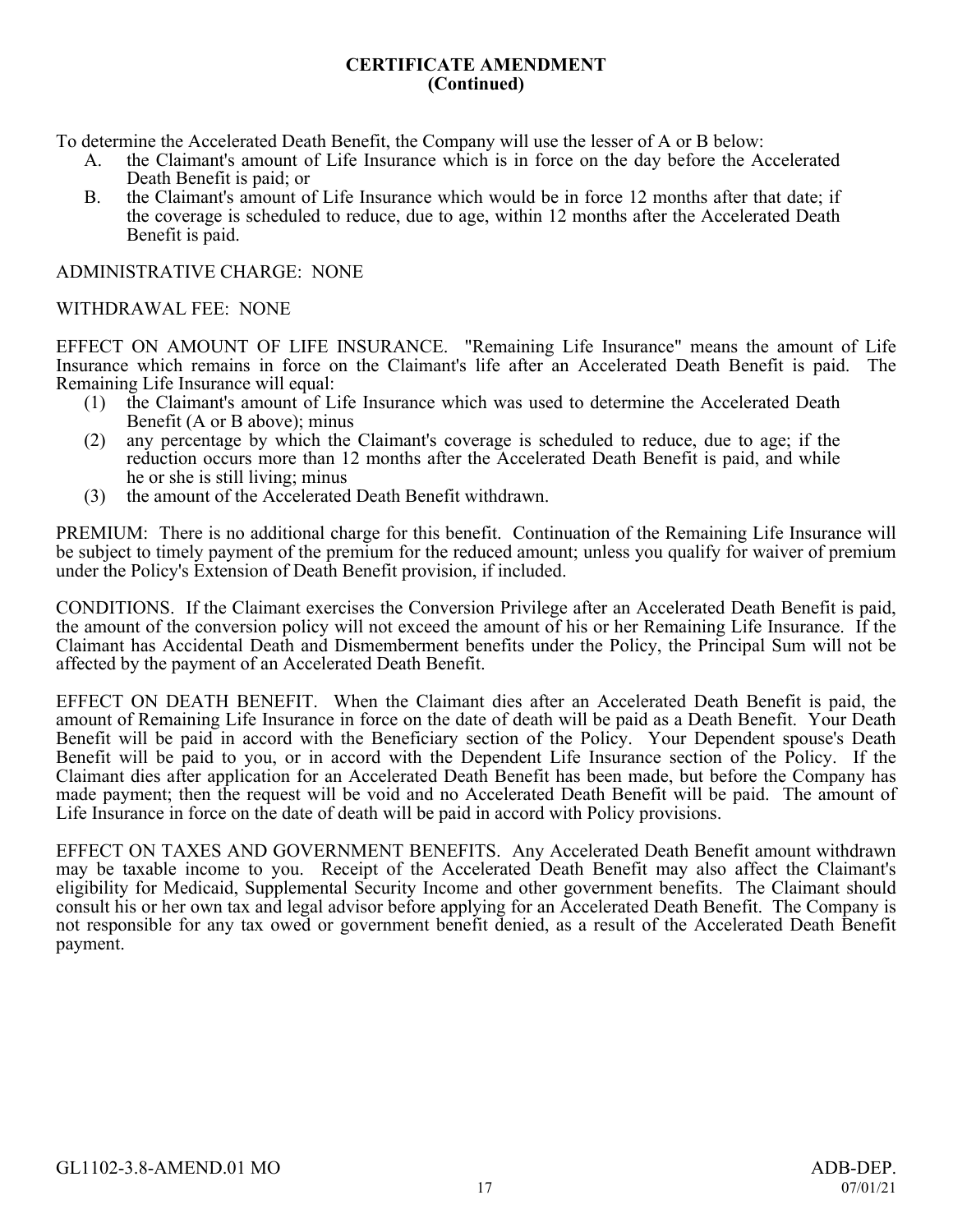## CERTIFICATE AMENDMENT
## (Continued)

To determine the Accelerated Death Benefit, the Company will use the lesser of A or B below:

A. the Claimant's amount of Life Insurance which is in force on the day before the Accelerated Death Benefit is paid; or
B. the Claimant's amount of Life Insurance which would be in force 12 months after that date; if the coverage is scheduled to reduce, due to age, within 12 months after the Accelerated Death Benefit is paid.

ADMINISTRATIVE CHARGE: NONE

WITHDRAWAL FEE: NONE

EFFECT ON AMOUNT OF LIFE INSURANCE. "Remaining Life Insurance" means the amount of Life Insurance which remains in force on the Claimant's life after an Accelerated Death Benefit is paid. The Remaining Life Insurance will equal:

(1) the Claimant's amount of Life Insurance which was used to determine the Accelerated Death Benefit (A or B above); minus
(2) any percentage by which the Claimant's coverage is scheduled to reduce, due to age; if the reduction occurs more than 12 months after the Accelerated Death Benefit is paid, and while he or she is still living; minus
(3) the amount of the Accelerated Death Benefit withdrawn.

PREMIUM: There is no additional charge for this benefit. Continuation of the Remaining Life Insurance will be subject to timely payment of the premium for the reduced amount; unless you qualify for waiver of premium under the Policy's Extension of Death Benefit provision, if included.

CONDITIONS. If the Claimant exercises the Conversion Privilege after an Accelerated Death Benefit is paid, the amount of the conversion policy will not exceed the amount of his or her Remaining Life Insurance. If the Claimant has Accidental Death and Dismemberment benefits under the Policy, the Principal Sum will not be affected by the payment of an Accelerated Death Benefit.

EFFECT ON DEATH BENEFIT. When the Claimant dies after an Accelerated Death Benefit is paid, the amount of Remaining Life Insurance in force on the date of death will be paid as a Death Benefit. Your Death Benefit will be paid in accord with the Beneficiary section of the Policy. Your Dependent spouse's Death Benefit will be paid to you, or in accord with the Dependent Life Insurance section of the Policy. If the Claimant dies after application for an Accelerated Death Benefit has been made, but before the Company has made payment; then the request will be void and no Accelerated Death Benefit will be paid. The amount of Life Insurance in force on the date of death will be paid in accord with Policy provisions.

EFFECT ON TAXES AND GOVERNMENT BENEFITS. Any Accelerated Death Benefit amount withdrawn may be taxable income to you. Receipt of the Accelerated Death Benefit may also affect the Claimant's eligibility for Medicaid, Supplemental Security Income and other government benefits. The Claimant should consult his or her own tax and legal advisor before applying for an Accelerated Death Benefit. The Company is not responsible for any tax owed or government benefit denied, as a result of the Accelerated Death Benefit payment.

GL1102-3.8-AMEND.01 MO ADB-DEP. 07/01/21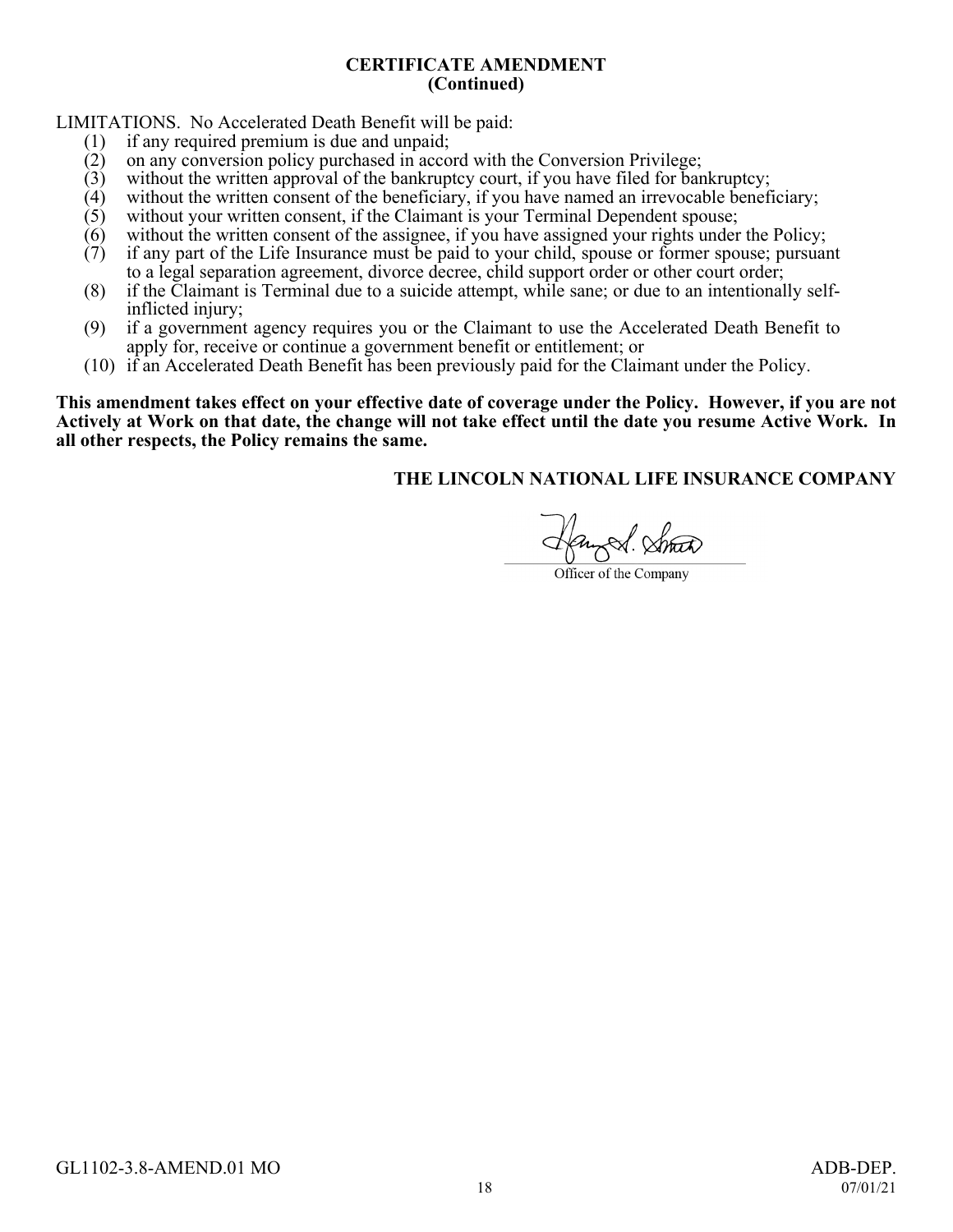**CERTIFICATE AMENDMENT**
**(Continued)**

LIMITATIONS. No Accelerated Death Benefit will be paid:

(1) if any required premium is due and unpaid;
(2) on any conversion policy purchased in accord with the Conversion Privilege;
(3) without the written approval of the bankruptcy court, if you have filed for bankruptcy;
(4) without the written consent of the beneficiary, if you have named an irrevocable beneficiary;
(5) without your written consent, if the Claimant is your Terminal Dependent spouse;
(6) without the written consent of the assignee, if you have assigned your rights under the Policy;
(7) if any part of the Life Insurance must be paid to your child, spouse or former spouse; pursuant to a legal separation agreement, divorce decree, child support order or other court order;
(8) if the Claimant is Terminal due to a suicide attempt, while sane; or due to an intentionally self-inflicted injury;
(9) if a government agency requires you or the Claimant to use the Accelerated Death Benefit to apply for, receive or continue a government benefit or entitlement; or
(10) if an Accelerated Death Benefit has been previously paid for the Claimant under the Policy.

**This amendment takes effect on your effective date of coverage under the Policy. However, if you are not Actively at Work on that date, the change will not take effect until the date you resume Active Work. In all other respects, the Policy remains the same.**

**THE LINCOLN NATIONAL LIFE INSURANCE COMPANY**

Officer of the Company

GL1102-3.8-AMEND.01 MO

ADB-DEP.
07/01/21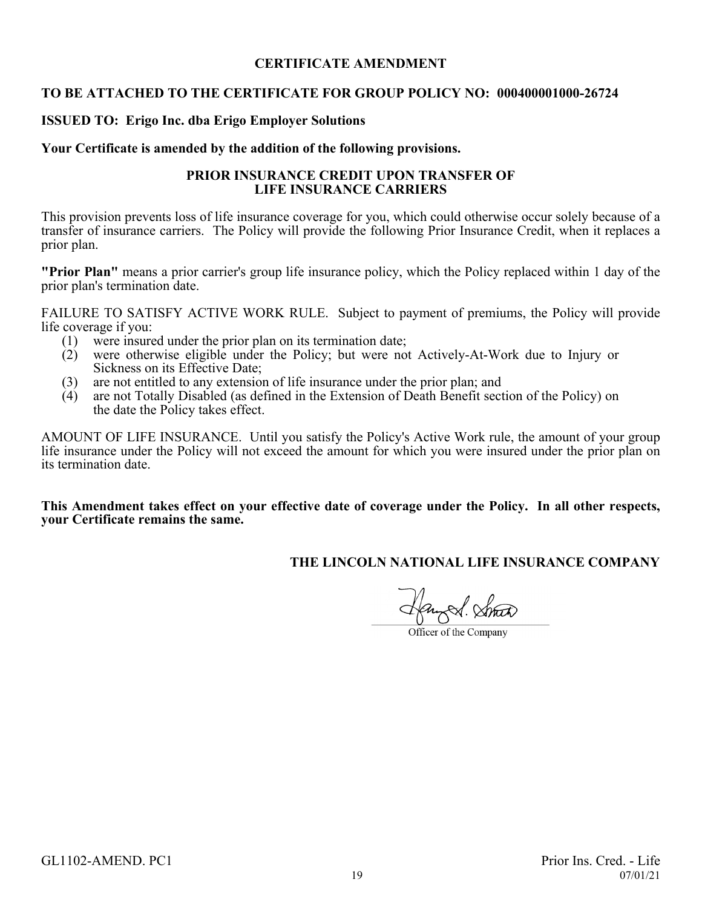**CERTIFICATE AMENDMENT**

**TO BE ATTACHED TO THE CERTIFICATE FOR GROUP POLICY NO: 000400001000-26724**

**ISSUED TO: Erigo Inc. dba Erigo Employer Solutions**

**Your Certificate is amended by the addition of the following provisions.**

**PRIOR INSURANCE CREDIT UPON TRANSFER OF LIFE INSURANCE CARRIERS**

This provision prevents loss of life insurance coverage for you, which could otherwise occur solely because of a transfer of insurance carriers. The Policy will provide the following Prior Insurance Credit, when it replaces a prior plan.

**"Prior Plan"** means a prior carrier's group life insurance policy, which the Policy replaced within 1 day of the prior plan's termination date.

FAILURE TO SATISFY ACTIVE WORK RULE. Subject to payment of premiums, the Policy will provide life coverage if you:

(1) were insured under the prior plan on its termination date;
(2) were otherwise eligible under the Policy; but were not Actively-At-Work due to Injury or Sickness on its Effective Date;
(3) are not entitled to any extension of life insurance under the prior plan; and
(4) are not Totally Disabled (as defined in the Extension of Death Benefit section of the Policy) on the date the Policy takes effect.

AMOUNT OF LIFE INSURANCE. Until you satisfy the Policy's Active Work rule, the amount of your group life insurance under the Policy will not exceed the amount for which you were insured under the prior plan on its termination date.

**This Amendment takes effect on your effective date of coverage under the Policy. In all other respects, your Certificate remains the same.**

**THE LINCOLN NATIONAL LIFE INSURANCE COMPANY**

Officer of the Company

GL1102-AMEND. PC1 Prior Ins. Cred. - Life 07/01/21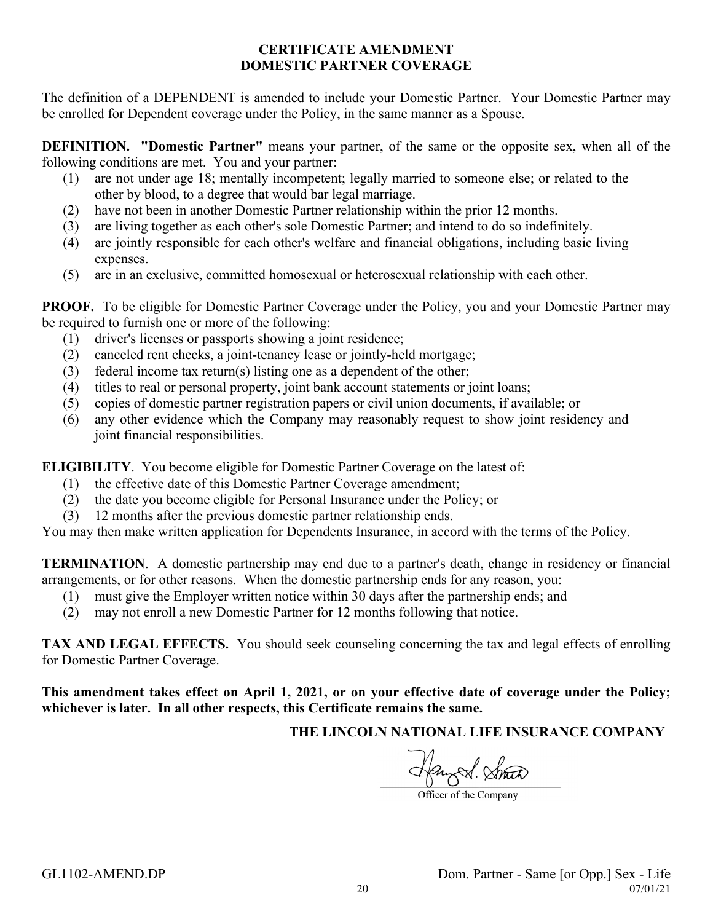# CERTIFICATE AMENDMENT
# DOMESTIC PARTNER COVERAGE

The definition of a DEPENDENT is amended to include your Domestic Partner. Your Domestic Partner may be enrolled for Dependent coverage under the Policy, in the same manner as a Spouse.

**DEFINITION. "Domestic Partner"** means your partner, of the same or the opposite sex, when all of the following conditions are met. You and your partner:

1. are not under age 18; mentally incompetent; legally married to someone else; or related to the other by blood, to a degree that would bar legal marriage.
2. have not been in another Domestic Partner relationship within the prior 12 months.
3. are living together as each other's sole Domestic Partner; and intend to do so indefinitely.
4. are jointly responsible for each other's welfare and financial obligations, including basic living expenses.
5. are in an exclusive, committed homosexual or heterosexual relationship with each other.

**PROOF.** To be eligible for Domestic Partner Coverage under the Policy, you and your Domestic Partner may be required to furnish one or more of the following:

1. driver's licenses or passports showing a joint residence;
2. canceled rent checks, a joint-tenancy lease or jointly-held mortgage;
3. federal income tax return(s) listing one as a dependent of the other;
4. titles to real or personal property, joint bank account statements or joint loans;
5. copies of domestic partner registration papers or civil union documents, if available; or
6. any other evidence which the Company may reasonably request to show joint residency and joint financial responsibilities.

**ELIGIBILITY**. You become eligible for Domestic Partner Coverage on the latest of:

1. the effective date of this Domestic Partner Coverage amendment;
2. the date you become eligible for Personal Insurance under the Policy; or
3. 12 months after the previous domestic partner relationship ends.

You may then make written application for Dependents Insurance, in accord with the terms of the Policy.

**TERMINATION**. A domestic partnership may end due to a partner's death, change in residency or financial arrangements, or for other reasons. When the domestic partnership ends for any reason, you:

1. must give the Employer written notice within 30 days after the partnership ends; and
2. may not enroll a new Domestic Partner for 12 months following that notice.

**TAX AND LEGAL EFFECTS.** You should seek counseling concerning the tax and legal effects of enrolling for Domestic Partner Coverage.

**This amendment takes effect on April 1, 2021, or on your effective date of coverage under the Policy; whichever is later. In all other respects, this Certificate remains the same.**

**THE LINCOLN NATIONAL LIFE INSURANCE COMPANY**

Officer of the Company

GL1102-AMEND.DP

Dom. Partner - Same [or Opp.] Sex - Life

07/01/21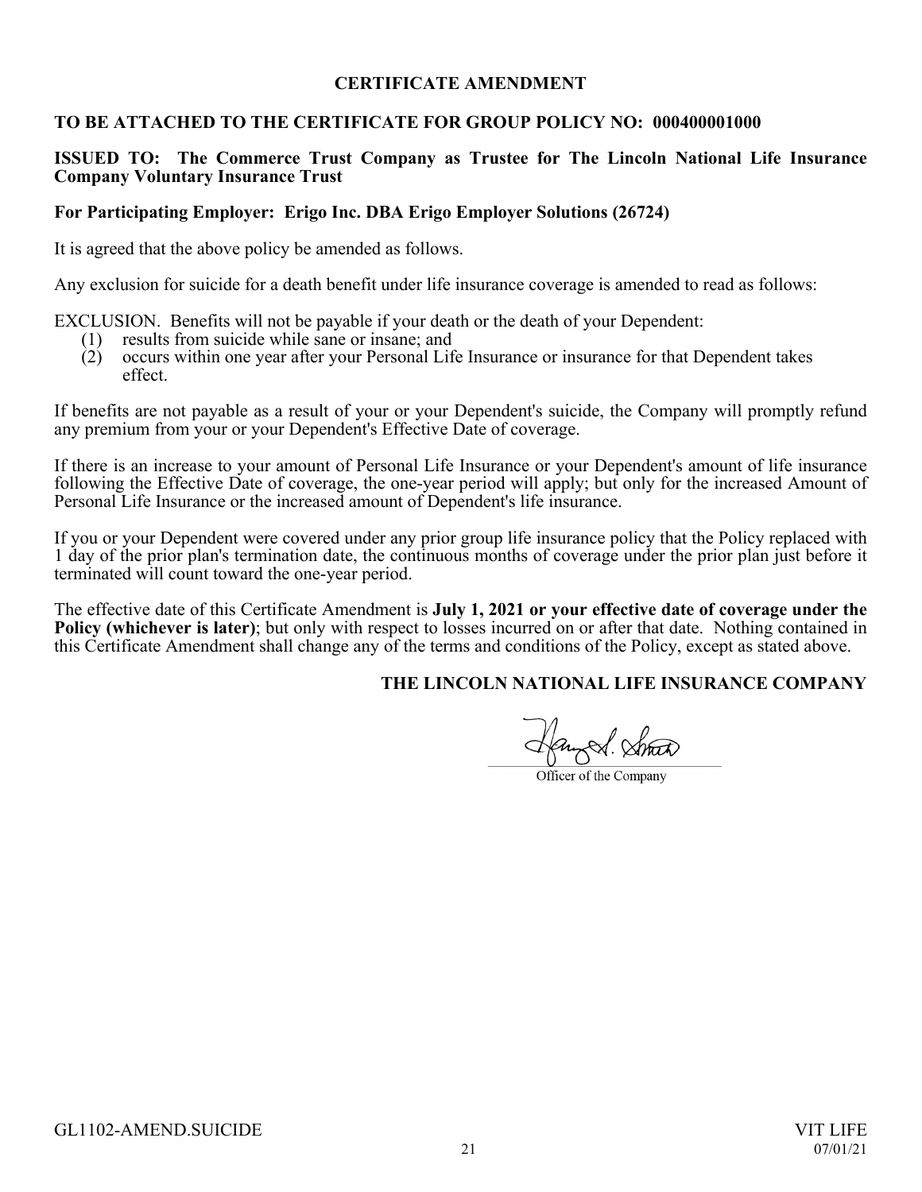# CERTIFICATE AMENDMENT

**TO BE ATTACHED TO THE CERTIFICATE FOR GROUP POLICY NO: 000400001000**

**ISSUED TO: The Commerce Trust Company as Trustee for The Lincoln National Life Insurance Company Voluntary Insurance Trust**

**For Participating Employer: Erigo Inc. DBA Erigo Employer Solutions (26724)**

It is agreed that the above policy be amended as follows.

Any exclusion for suicide for a death benefit under life insurance coverage is amended to read as follows:

EXCLUSION. Benefits will not be payable if your death or the death of your Dependent:

(1) results from suicide while sane or insane; and
(2) occurs within one year after your Personal Life Insurance or insurance for that Dependent takes effect.

If benefits are not payable as a result of your or your Dependent's suicide, the Company will promptly refund any premium from your or your Dependent's Effective Date of coverage.

If there is an increase to your amount of Personal Life Insurance or your Dependent's amount of life insurance following the Effective Date of coverage, the one-year period will apply; but only for the increased Amount of Personal Life Insurance or the increased amount of Dependent's life insurance.

If you or your Dependent were covered under any prior group life insurance policy that the Policy replaced with 1 day of the prior plan's termination date, the continuous months of coverage under the prior plan just before it terminated will count toward the one-year period.

The effective date of this Certificate Amendment is **July 1, 2021 or your effective date of coverage under the Policy (whichever is later)**; but only with respect to losses incurred on or after that date. Nothing contained in this Certificate Amendment shall change any of the terms and conditions of the Policy, except as stated above.

**THE LINCOLN NATIONAL LIFE INSURANCE COMPANY**

Officer of the Company

GL1102-AMEND.SUICIDE

VIT LIFE
07/01/21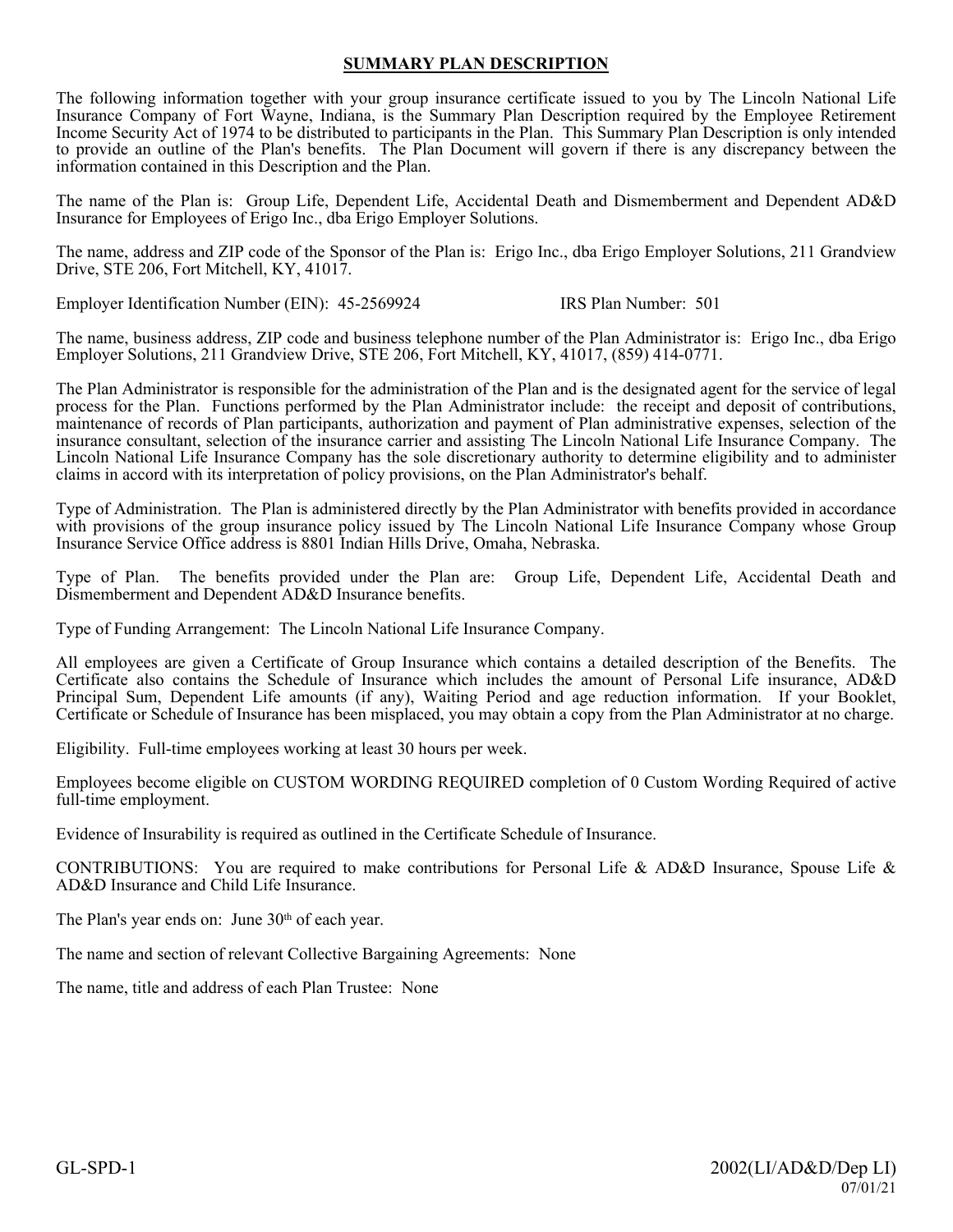# SUMMARY PLAN DESCRIPTION

The following information together with your group insurance certificate issued to you by The Lincoln National Life Insurance Company of Fort Wayne, Indiana, is the Summary Plan Description required by the Employee Retirement Income Security Act of 1974 to be distributed to participants in the Plan. This Summary Plan Description is only intended to provide an outline of the Plan's benefits. The Plan Document will govern if there is any discrepancy between the information contained in this Description and the Plan.

The name of the Plan is: Group Life, Dependent Life, Accidental Death and Dismemberment and Dependent AD&D Insurance for Employees of Erigo Inc., dba Erigo Employer Solutions.

The name, address and ZIP code of the Sponsor of the Plan is: Erigo Inc., dba Erigo Employer Solutions, 211 Grandview Drive, STE 206, Fort Mitchell, KY, 41017.

Employer Identification Number (EIN): 45-2569924 IRS Plan Number: 501

The name, business address, ZIP code and business telephone number of the Plan Administrator is: Erigo Inc., dba Erigo Employer Solutions, 211 Grandview Drive, STE 206, Fort Mitchell, KY, 41017, (859) 414-0771.

The Plan Administrator is responsible for the administration of the Plan and is the designated agent for the service of legal process for the Plan. Functions performed by the Plan Administrator include: the receipt and deposit of contributions, maintenance of records of Plan participants, authorization and payment of Plan administrative expenses, selection of the insurance consultant, selection of the insurance carrier and assisting The Lincoln National Life Insurance Company. The Lincoln National Life Insurance Company has the sole discretionary authority to determine eligibility and to administer claims in accord with its interpretation of policy provisions, on the Plan Administrator's behalf.

Type of Administration. The Plan is administered directly by the Plan Administrator with benefits provided in accordance with provisions of the group insurance policy issued by The Lincoln National Life Insurance Company whose Group Insurance Service Office address is 8801 Indian Hills Drive, Omaha, Nebraska.

Type of Plan. The benefits provided under the Plan are: Group Life, Dependent Life, Accidental Death and Dismemberment and Dependent AD&D Insurance benefits.

Type of Funding Arrangement: The Lincoln National Life Insurance Company.

All employees are given a Certificate of Group Insurance which contains a detailed description of the Benefits. The Certificate also contains the Schedule of Insurance which includes the amount of Personal Life insurance, AD&D Principal Sum, Dependent Life amounts (if any), Waiting Period and age reduction information. If your Booklet, Certificate or Schedule of Insurance has been misplaced, you may obtain a copy from the Plan Administrator at no charge.

Eligibility. Full-time employees working at least 30 hours per week.

Employees become eligible on CUSTOM WORDING REQUIRED completion of 0 Custom Wording Required of active full-time employment.

Evidence of Insurability is required as outlined in the Certificate Schedule of Insurance.

CONTRIBUTIONS: You are required to make contributions for Personal Life & AD&D Insurance, Spouse Life & AD&D Insurance and Child Life Insurance.

The Plan's year ends on: June 30th of each year.

The name and section of relevant Collective Bargaining Agreements: None

The name, title and address of each Plan Trustee: None

GL-SPD-1 2002(LI/AD&D/Dep LI) 07/01/21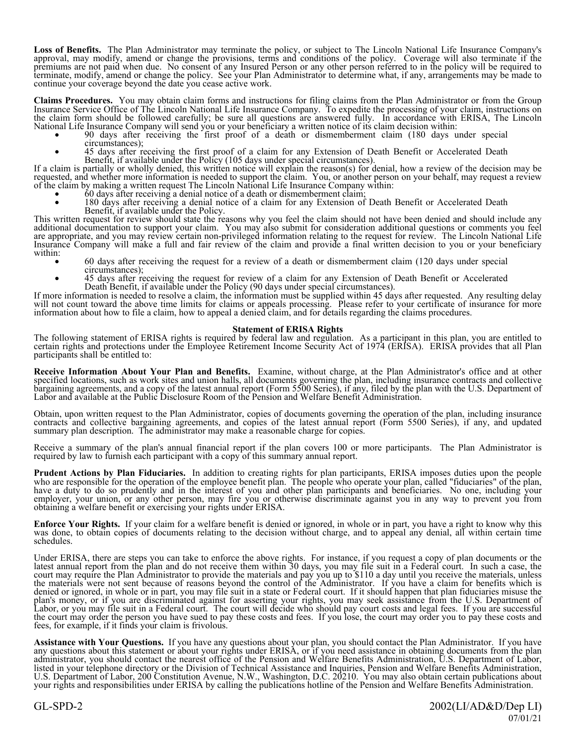**Loss of Benefits.** The Plan Administrator may terminate the policy, or subject to The Lincoln National Life Insurance Company's approval, may modify, amend or change the provisions, terms and conditions of the policy. Coverage will also terminate if the premiums are not paid when due. No consent of any Insured Person or any other person referred to in the policy will be required to terminate, modify, amend or change the policy. See your Plan Administrator to determine what, if any, arrangements may be made to continue your coverage beyond the date you cease active work.

**Claims Procedures.** You may obtain claim forms and instructions for filing claims from the Plan Administrator or from the Group Insurance Service Office of The Lincoln National Life Insurance Company. To expedite the processing of your claim, instructions on the claim form should be followed carefully; be sure all questions are answered fully. In accordance with ERISA, The Lincoln National Life Insurance Company will send you or your beneficiary a written notice of its claim decision within:

- 90 days after receiving the first proof of a death or dismemberment claim (180 days under special circumstances);
- 45 days after receiving the first proof of a claim for any Extension of Death Benefit or Accelerated Death Benefit, if available under the Policy (105 days under special circumstances).

If a claim is partially or wholly denied, this written notice will explain the reason(s) for denial, how a review of the decision may be requested, and whether more information is needed to support the claim. You, or another person on your behalf, may request a review of the claim by making a written request The Lincoln National Life Insurance Company within:

- 60 days after receiving a denial notice of a death or dismemberment claim;
- 180 days after receiving a denial notice of a claim for any Extension of Death Benefit or Accelerated Death Benefit, if available under the Policy.

This written request for review should state the reasons why you feel the claim should not have been denied and should include any additional documentation to support your claim. You may also submit for consideration additional questions or comments you feel are appropriate, and you may review certain non-privileged information relating to the request for review. The Lincoln National Life Insurance Company will make a full and fair review of the claim and provide a final written decision to you or your beneficiary within:

- 60 days after receiving the request for a review of a death or dismemberment claim (120 days under special circumstances);
- 45 days after receiving the request for review of a claim for any Extension of Death Benefit or Accelerated Death Benefit, if available under the Policy (90 days under special circumstances).

If more information is needed to resolve a claim, the information must be supplied within 45 days after requested. Any resulting delay will not count toward the above time limits for claims or appeals processing. Please refer to your certificate of insurance for more information about how to file a claim, how to appeal a denied claim, and for details regarding the claims procedures.

## Statement of ERISA Rights

The following statement of ERISA rights is required by federal law and regulation. As a participant in this plan, you are entitled to certain rights and protections under the Employee Retirement Income Security Act of 1974 (ERISA). ERISA provides that all Plan participants shall be entitled to:

**Receive Information About Your Plan and Benefits.** Examine, without charge, at the Plan Administrator's office and at other specified locations, such as work sites and union halls, all documents governing the plan, including insurance contracts and collective bargaining agreements, and a copy of the latest annual report (Form 5500 Series), if any, filed by the plan with the U.S. Department of Labor and available at the Public Disclosure Room of the Pension and Welfare Benefit Administration.

Obtain, upon written request to the Plan Administrator, copies of documents governing the operation of the plan, including insurance contracts and collective bargaining agreements, and copies of the latest annual report (Form 5500 Series), if any, and updated summary plan description. The administrator may make a reasonable charge for copies.

Receive a summary of the plan's annual financial report if the plan covers 100 or more participants. The Plan Administrator is required by law to furnish each participant with a copy of this summary annual report.

**Prudent Actions by Plan Fiduciaries.** In addition to creating rights for plan participants, ERISA imposes duties upon the people who are responsible for the operation of the employee benefit plan. The people who operate your plan, called "fiduciaries" of the plan, have a duty to do so prudently and in the interest of you and other plan participants and beneficiaries. No one, including your employer, your union, or any other person, may fire you or otherwise discriminate against you in any way to prevent you from obtaining a welfare benefit or exercising your rights under ERISA.

**Enforce Your Rights.** If your claim for a welfare benefit is denied or ignored, in whole or in part, you have a right to know why this was done, to obtain copies of documents relating to the decision without charge, and to appeal any denial, all within certain time schedules.

Under ERISA, there are steps you can take to enforce the above rights. For instance, if you request a copy of plan documents or the latest annual report from the plan and do not receive them within 30 days, you may file suit in a Federal court. In such a case, the court may require the Plan Administrator to provide the materials and pay you up to $110 a day until you receive the materials, unless the materials were not sent because of reasons beyond the control of the Administrator. If you have a claim for benefits which is denied or ignored, in whole or in part, you may file suit in a state or Federal court. If it should happen that plan fiduciaries misuse the plan's money, or if you are discriminated against for asserting your rights, you may seek assistance from the U.S. Department of Labor, or you may file suit in a Federal court. The court will decide who should pay court costs and legal fees. If you are successful the court may order the person you have sued to pay these costs and fees. If you lose, the court may order you to pay these costs and fees, for example, if it finds your claim is frivolous.

**Assistance with Your Questions.** If you have any questions about your plan, you should contact the Plan Administrator. If you have any questions about this statement or about your rights under ERISA, or if you need assistance in obtaining documents from the plan administrator, you should contact the nearest office of the Pension and Welfare Benefits Administration, U.S. Department of Labor, listed in your telephone directory or the Division of Technical Assistance and Inquiries, Pension and Welfare Benefits Administration, U.S. Department of Labor, 200 Constitution Avenue, N.W., Washington, D.C. 20210. You may also obtain certain publications about your rights and responsibilities under ERISA by calling the publications hotline of the Pension and Welfare Benefits Administration.

GL-SPD-2 2002(LI/AD&D/Dep LI)
07/01/21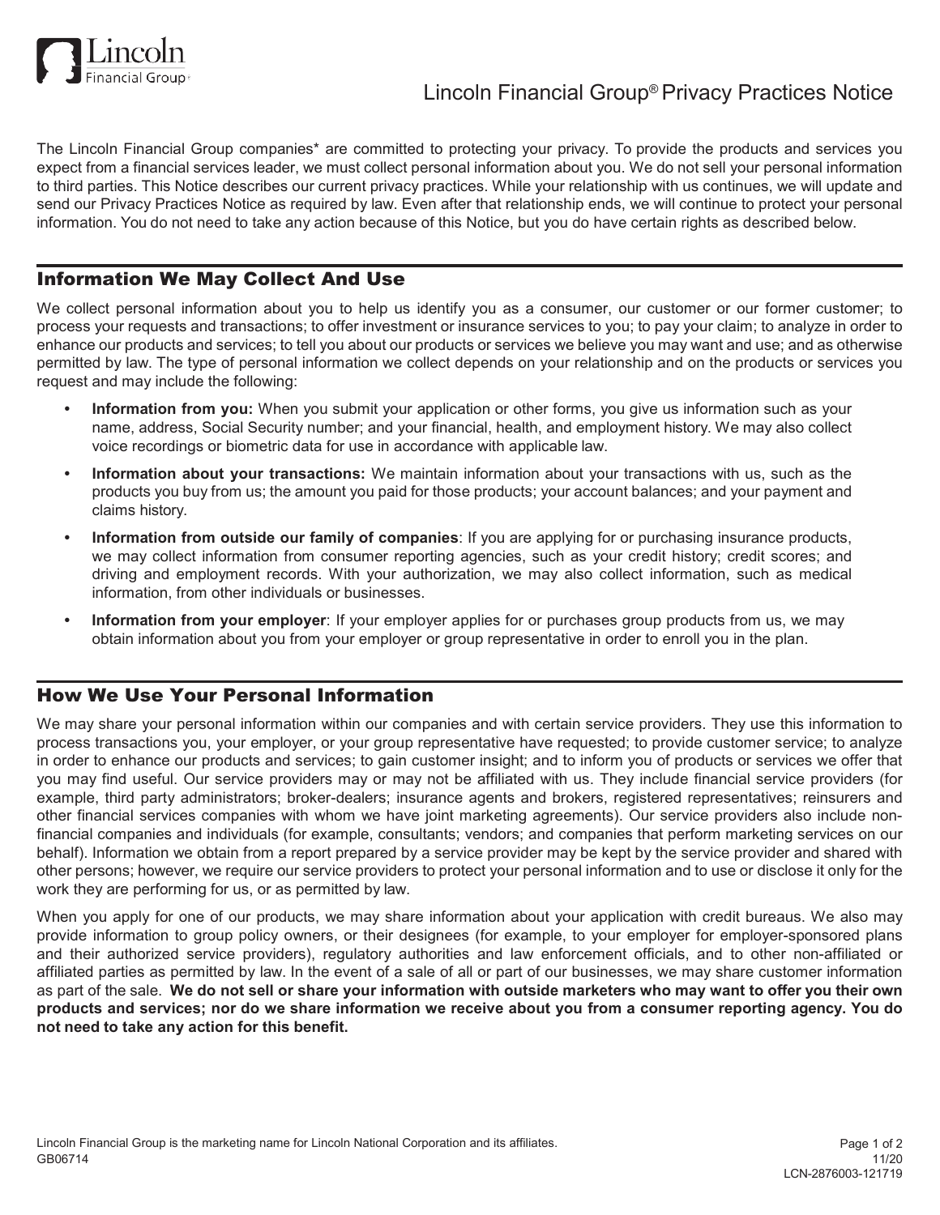# Lincoln Financial Group® Privacy Practices Notice

The Lincoln Financial Group companies* are committed to protecting your privacy. To provide the products and services you expect from a financial services leader, we must collect personal information about you. We do not sell your personal information to third parties. This Notice describes our current privacy practices. While your relationship with us continues, we will update and send our Privacy Practices Notice as required by law. Even after that relationship ends, we will continue to protect your personal information. You do not need to take any action because of this Notice, but you do have certain rights as described below.

## Information We May Collect And Use

We collect personal information about you to help us identify you as a consumer, our customer or our former customer; to process your requests and transactions; to offer investment or insurance services to you; to pay your claim; to analyze in order to enhance our products and services; to tell you about our products or services we believe you may want and use; and as otherwise permitted by law. The type of personal information we collect depends on your relationship and on the products or services you request and may include the following:

- **Information from you:** When you submit your application or other forms, you give us information such as your name, address, Social Security number; and your financial, health, and employment history. We may also collect voice recordings or biometric data for use in accordance with applicable law.
- **Information about your transactions:** We maintain information about your transactions with us, such as the products you buy from us; the amount you paid for those products; your account balances; and your payment and claims history.
- **Information from outside our family of companies**: If you are applying for or purchasing insurance products, we may collect information from consumer reporting agencies, such as your credit history; credit scores; and driving and employment records. With your authorization, we may also collect information, such as medical information, from other individuals or businesses.
- **Information from your employer**: If your employer applies for or purchases group products from us, we may obtain information about you from your employer or group representative in order to enroll you in the plan.

## How We Use Your Personal Information

We may share your personal information within our companies and with certain service providers. They use this information to process transactions you, your employer, or your group representative have requested; to provide customer service; to analyze in order to enhance our products and services; to gain customer insight; and to inform you of products or services we offer that you may find useful. Our service providers may or may not be affiliated with us. They include financial service providers (for example, third party administrators; broker-dealers; insurance agents and brokers, registered representatives; reinsurers and other financial services companies with whom we have joint marketing agreements). Our service providers also include non-financial companies and individuals (for example, consultants; vendors; and companies that perform marketing services on our behalf). Information we obtain from a report prepared by a service provider may be kept by the service provider and shared with other persons; however, we require our service providers to protect your personal information and to use or disclose it only for the work they are performing for us, or as permitted by law.

When you apply for one of our products, we may share information about your application with credit bureaus. We also may provide information to group policy owners, or their designees (for example, to your employer for employer-sponsored plans and their authorized service providers), regulatory authorities and law enforcement officials, and to other non-affiliated or affiliated parties as permitted by law. In the event of a sale of all or part of our businesses, we may share customer information as part of the sale. **We do not sell or share your information with outside marketers who may want to offer you their own products and services; nor do we share information we receive about you from a consumer reporting agency. You do not need to take any action for this benefit.**

Lincoln Financial Group is the marketing name for Lincoln National Corporation and its affiliates.
GB06714

11/20
LCN-2876003-121719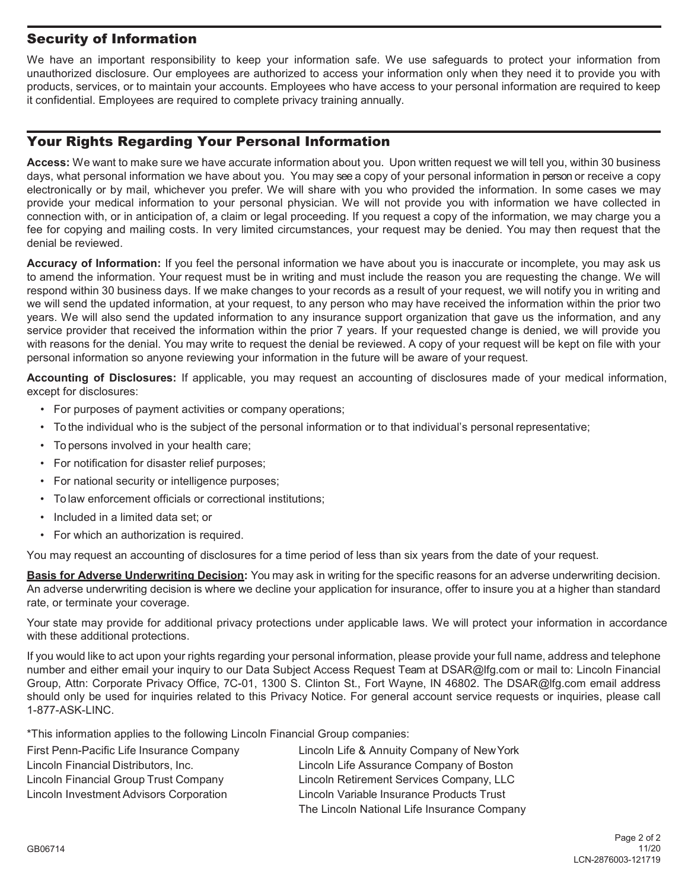## Security of Information

We have an important responsibility to keep your information safe. We use safeguards to protect your information from unauthorized disclosure. Our employees are authorized to access your information only when they need it to provide you with products, services, or to maintain your accounts. Employees who have access to your personal information are required to keep it confidential. Employees are required to complete privacy training annually.

## Your Rights Regarding Your Personal Information

**Access:** We want to make sure we have accurate information about you. Upon written request we will tell you, within 30 business days, what personal information we have about you. You may see a copy of your personal information in person or receive a copy electronically or by mail, whichever you prefer. We will share with you who provided the information. In some cases we may provide your medical information to your personal physician. We will not provide you with information we have collected in connection with, or in anticipation of, a claim or legal proceeding. If you request a copy of the information, we may charge you a fee for copying and mailing costs. In very limited circumstances, your request may be denied. You may then request that the denial be reviewed.

**Accuracy of Information:** If you feel the personal information we have about you is inaccurate or incomplete, you may ask us to amend the information. Your request must be in writing and must include the reason you are requesting the change. We will respond within 30 business days. If we make changes to your records as a result of your request, we will notify you in writing and we will send the updated information, at your request, to any person who may have received the information within the prior two years. We will also send the updated information to any insurance support organization that gave us the information, and any service provider that received the information within the prior 7 years. If your requested change is denied, we will provide you with reasons for the denial. You may write to request the denial be reviewed. A copy of your request will be kept on file with your personal information so anyone reviewing your information in the future will be aware of your request.

**Accounting of Disclosures:** If applicable, you may request an accounting of disclosures made of your medical information, except for disclosures:

- For purposes of payment activities or company operations;
- To the individual who is the subject of the personal information or to that individual's personal representative;
- To persons involved in your health care;
- For notification for disaster relief purposes;
- For national security or intelligence purposes;
- To law enforcement officials or correctional institutions;
- Included in a limited data set; or
- For which an authorization is required.

You may request an accounting of disclosures for a time period of less than six years from the date of your request.

**Basis for Adverse Underwriting Decision:** You may ask in writing for the specific reasons for an adverse underwriting decision. An adverse underwriting decision is where we decline your application for insurance, offer to insure you at a higher than standard rate, or terminate your coverage.

Your state may provide for additional privacy protections under applicable laws. We will protect your information in accordance with these additional protections.

If you would like to act upon your rights regarding your personal information, please provide your full name, address and telephone number and either email your inquiry to our Data Subject Access Request Team at DSAR@lfg.com or mail to: Lincoln Financial Group, Attn: Corporate Privacy Office, 7C-01, 1300 S. Clinton St., Fort Wayne, IN 46802. The DSAR@lfg.com email address should only be used for inquiries related to this Privacy Notice. For general account service requests or inquiries, please call 1-877-ASK-LINC.

*This information applies to the following Lincoln Financial Group companies:

First Penn-Pacific Life Insurance Company
Lincoln Financial Distributors, Inc.
Lincoln Financial Group Trust Company
Lincoln Investment Advisors Corporation
Lincoln Life & Annuity Company of New York
Lincoln Life Assurance Company of Boston
Lincoln Retirement Services Company, LLC
Lincoln Variable Insurance Products Trust
The Lincoln National Life Insurance Company

GB06714

11/20
LCN-2876003-121719